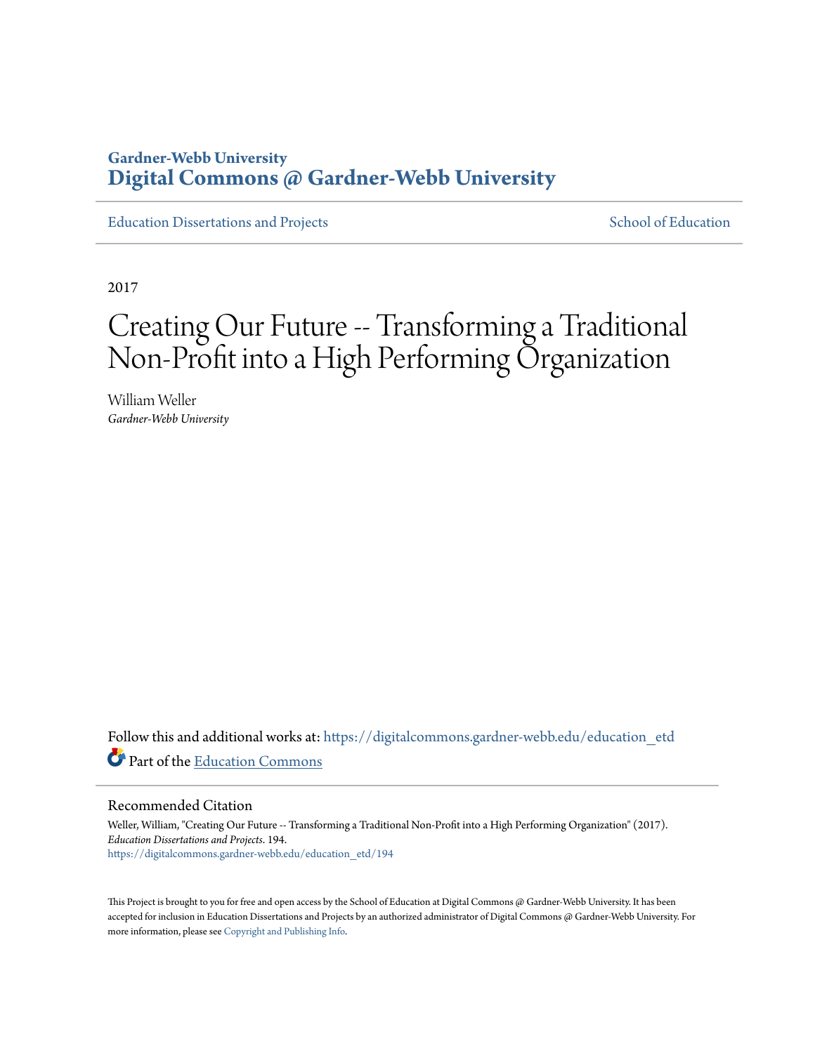Gardner-Webb University
**Digital Commons @ Gardner-Webb University**

Education Dissertations and Projects

School of Education

2017

# Creating Our Future -- Transforming a Traditional Non-Profit into a High Performing Organization

William Weller
*Gardner-Webb University*

Follow this and additional works at: https://digitalcommons.gardner-webb.edu/education_etd

Part of the Education Commons

## Recommended Citation

Weller, William, "Creating Our Future -- Transforming a Traditional Non-Profit into a High Performing Organization" (2017). *Education Dissertations and Projects*. 194.
https://digitalcommons.gardner-webb.edu/education_etd/194

This Project is brought to you for free and open access by the School of Education at Digital Commons @ Gardner-Webb University. It has been accepted for inclusion in Education Dissertations and Projects by an authorized administrator of Digital Commons @ Gardner-Webb University. For more information, please see Copyright and Publishing Info.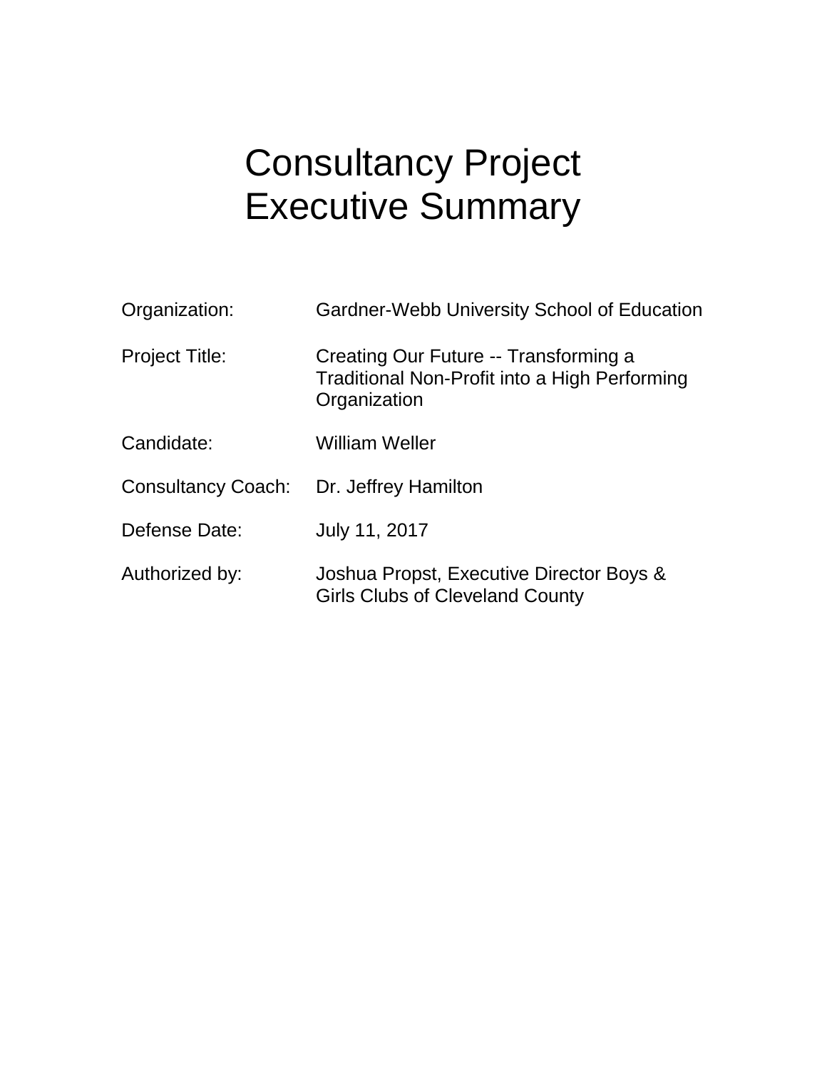# Consultancy Project Executive Summary

| | |
|---|---|
| Organization: | Gardner-Webb University School of Education |
| Project Title: | Creating Our Future -- Transforming a Traditional Non-Profit into a High Performing Organization |
| Candidate: | William Weller |
| Consultancy Coach: | Dr. Jeffrey Hamilton |
| Defense Date: | July 11, 2017 |
| Authorized by: | Joshua Propst, Executive Director Boys & Girls Clubs of Cleveland County |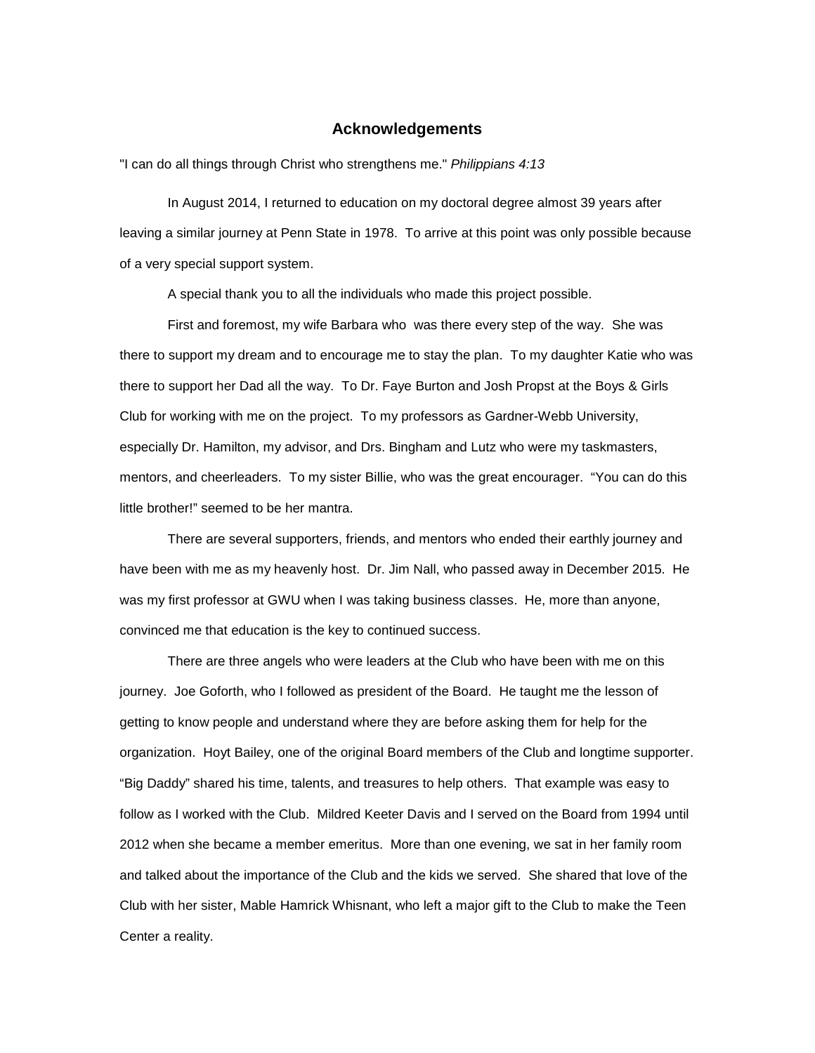# Acknowledgements

"I can do all things through Christ who strengthens me." *Philippians 4:13*

In August 2014, I returned to education on my doctoral degree almost 39 years after leaving a similar journey at Penn State in 1978. To arrive at this point was only possible because of a very special support system.

A special thank you to all the individuals who made this project possible.

First and foremost, my wife Barbara who was there every step of the way. She was there to support my dream and to encourage me to stay the plan. To my daughter Katie who was there to support her Dad all the way. To Dr. Faye Burton and Josh Propst at the Boys & Girls Club for working with me on the project. To my professors as Gardner-Webb University, especially Dr. Hamilton, my advisor, and Drs. Bingham and Lutz who were my taskmasters, mentors, and cheerleaders. To my sister Billie, who was the great encourager. "You can do this little brother!" seemed to be her mantra.

There are several supporters, friends, and mentors who ended their earthly journey and have been with me as my heavenly host. Dr. Jim Nall, who passed away in December 2015. He was my first professor at GWU when I was taking business classes. He, more than anyone, convinced me that education is the key to continued success.

There are three angels who were leaders at the Club who have been with me on this journey. Joe Goforth, who I followed as president of the Board. He taught me the lesson of getting to know people and understand where they are before asking them for help for the organization. Hoyt Bailey, one of the original Board members of the Club and longtime supporter. "Big Daddy" shared his time, talents, and treasures to help others. That example was easy to follow as I worked with the Club. Mildred Keeter Davis and I served on the Board from 1994 until 2012 when she became a member emeritus. More than one evening, we sat in her family room and talked about the importance of the Club and the kids we served. She shared that love of the Club with her sister, Mable Hamrick Whisnant, who left a major gift to the Club to make the Teen Center a reality.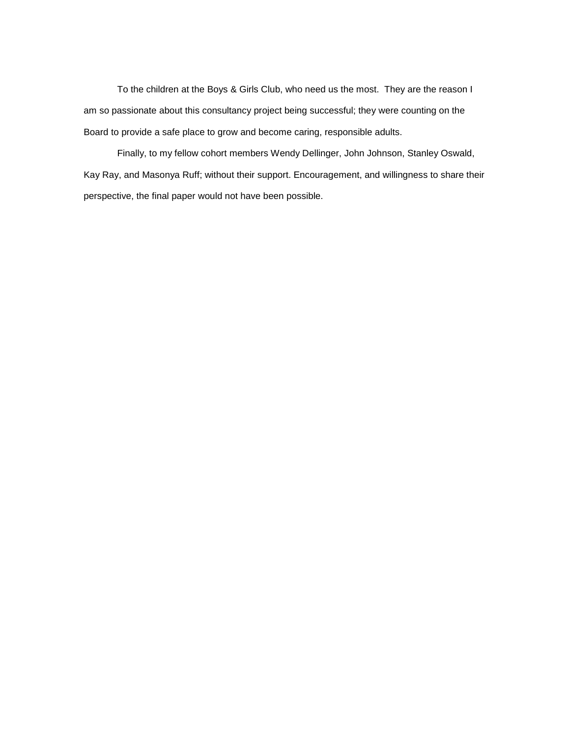To the children at the Boys & Girls Club, who need us the most. They are the reason I am so passionate about this consultancy project being successful; they were counting on the Board to provide a safe place to grow and become caring, responsible adults.

Finally, to my fellow cohort members Wendy Dellinger, John Johnson, Stanley Oswald, Kay Ray, and Masonya Ruff; without their support. Encouragement, and willingness to share their perspective, the final paper would not have been possible.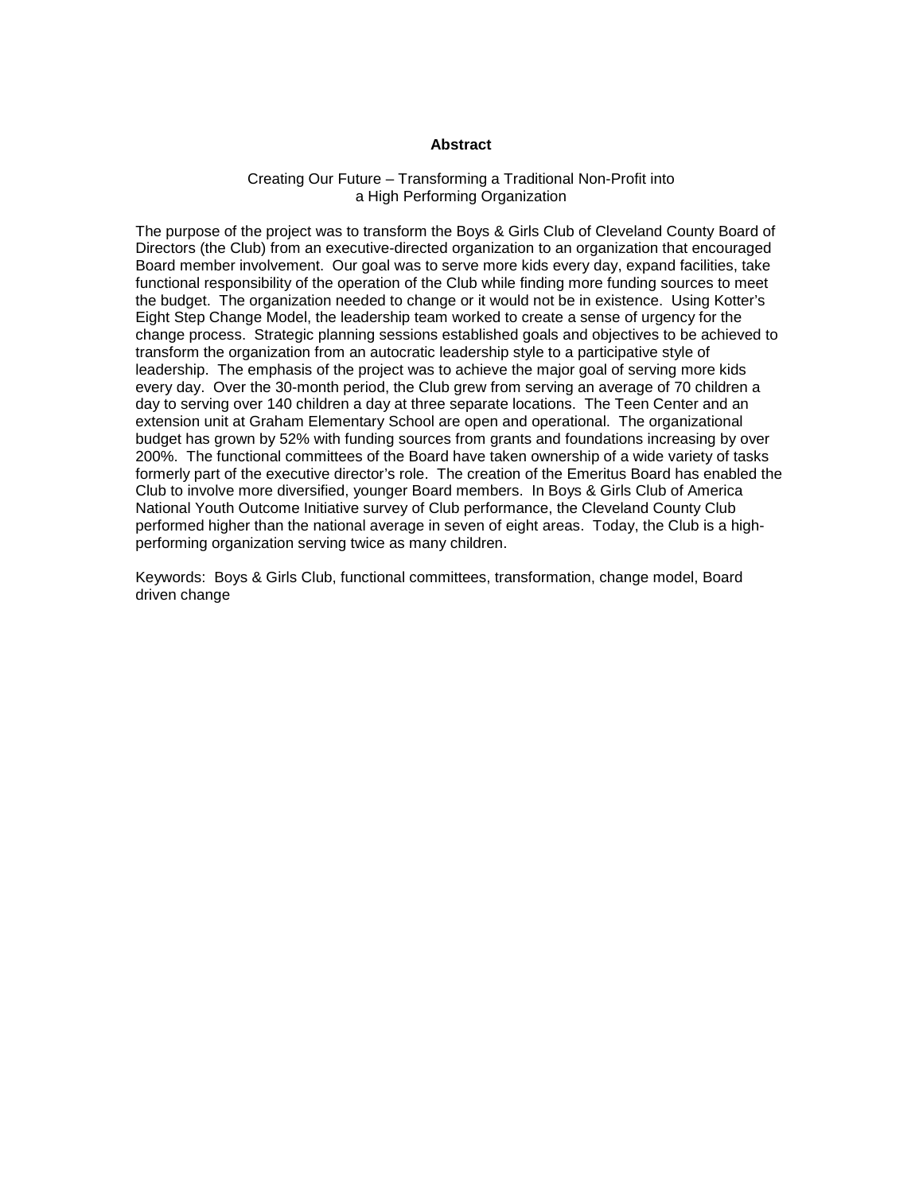# Abstract

Creating Our Future – Transforming a Traditional Non-Profit into a High Performing Organization

The purpose of the project was to transform the Boys & Girls Club of Cleveland County Board of Directors (the Club) from an executive-directed organization to an organization that encouraged Board member involvement. Our goal was to serve more kids every day, expand facilities, take functional responsibility of the operation of the Club while finding more funding sources to meet the budget. The organization needed to change or it would not be in existence. Using Kotter's Eight Step Change Model, the leadership team worked to create a sense of urgency for the change process. Strategic planning sessions established goals and objectives to be achieved to transform the organization from an autocratic leadership style to a participative style of leadership. The emphasis of the project was to achieve the major goal of serving more kids every day. Over the 30-month period, the Club grew from serving an average of 70 children a day to serving over 140 children a day at three separate locations. The Teen Center and an extension unit at Graham Elementary School are open and operational. The organizational budget has grown by 52% with funding sources from grants and foundations increasing by over 200%. The functional committees of the Board have taken ownership of a wide variety of tasks formerly part of the executive director's role. The creation of the Emeritus Board has enabled the Club to involve more diversified, younger Board members. In Boys & Girls Club of America National Youth Outcome Initiative survey of Club performance, the Cleveland County Club performed higher than the national average in seven of eight areas. Today, the Club is a high-performing organization serving twice as many children.

Keywords: Boys & Girls Club, functional committees, transformation, change model, Board driven change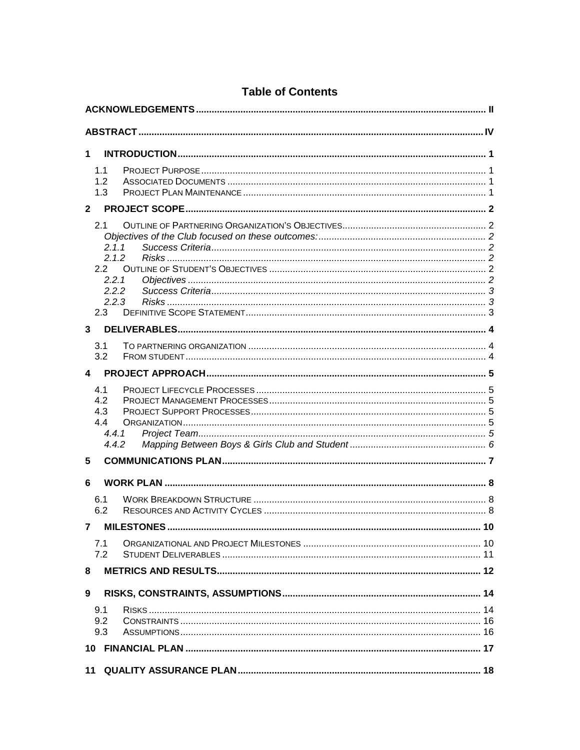# Table of Contents

**ACKNOWLEDGEMENTS** ........ II

**ABSTRACT** ........ IV

**1 INTRODUCTION** ........ 1

- 1.1 Project Purpose ........ 1
- 1.2 Associated Documents ........ 1
- 1.3 Project Plan Maintenance ........ 1

**2 PROJECT SCOPE** ........ 2

- 2.1 Outline of Partnering Organization's Objectives ........ 2
  - *Objectives of the Club focused on these outcomes:* ........ 2
  - *2.1.1 Success Criteria* ........ 2
  - *2.1.2 Risks* ........ 2
- 2.2 Outline of Student's Objectives ........ 2
  - *2.2.1 Objectives* ........ 2
  - *2.2.2 Success Criteria* ........ 3
  - *2.2.3 Risks* ........ 3
- 2.3 Definitive Scope Statement ........ 3

**3 DELIVERABLES** ........ 4

- 3.1 To partnering organization ........ 4
- 3.2 From student ........ 4

**4 PROJECT APPROACH** ........ 5

- 4.1 Project Lifecycle Processes ........ 5
- 4.2 Project Management Processes ........ 5
- 4.3 Project Support Processes ........ 5
- 4.4 Organization ........ 5
  - *4.4.1 Project Team* ........ 5
  - *4.4.2 Mapping Between Boys & Girls Club and Student* ........ 6

**5 COMMUNICATIONS PLAN** ........ 7

**6 WORK PLAN** ........ 8

- 6.1 Work Breakdown Structure ........ 8
- 6.2 Resources and Activity Cycles ........ 8

**7 MILESTONES** ........ 10

- 7.1 Organizational and Project Milestones ........ 10
- 7.2 Student Deliverables ........ 11

**8 METRICS AND RESULTS** ........ 12

**9 RISKS, CONSTRAINTS, ASSUMPTIONS** ........ 14

- 9.1 Risks ........ 14
- 9.2 Constraints ........ 16
- 9.3 Assumptions ........ 16

**10 FINANCIAL PLAN** ........ 17

**11 QUALITY ASSURANCE PLAN** ........ 18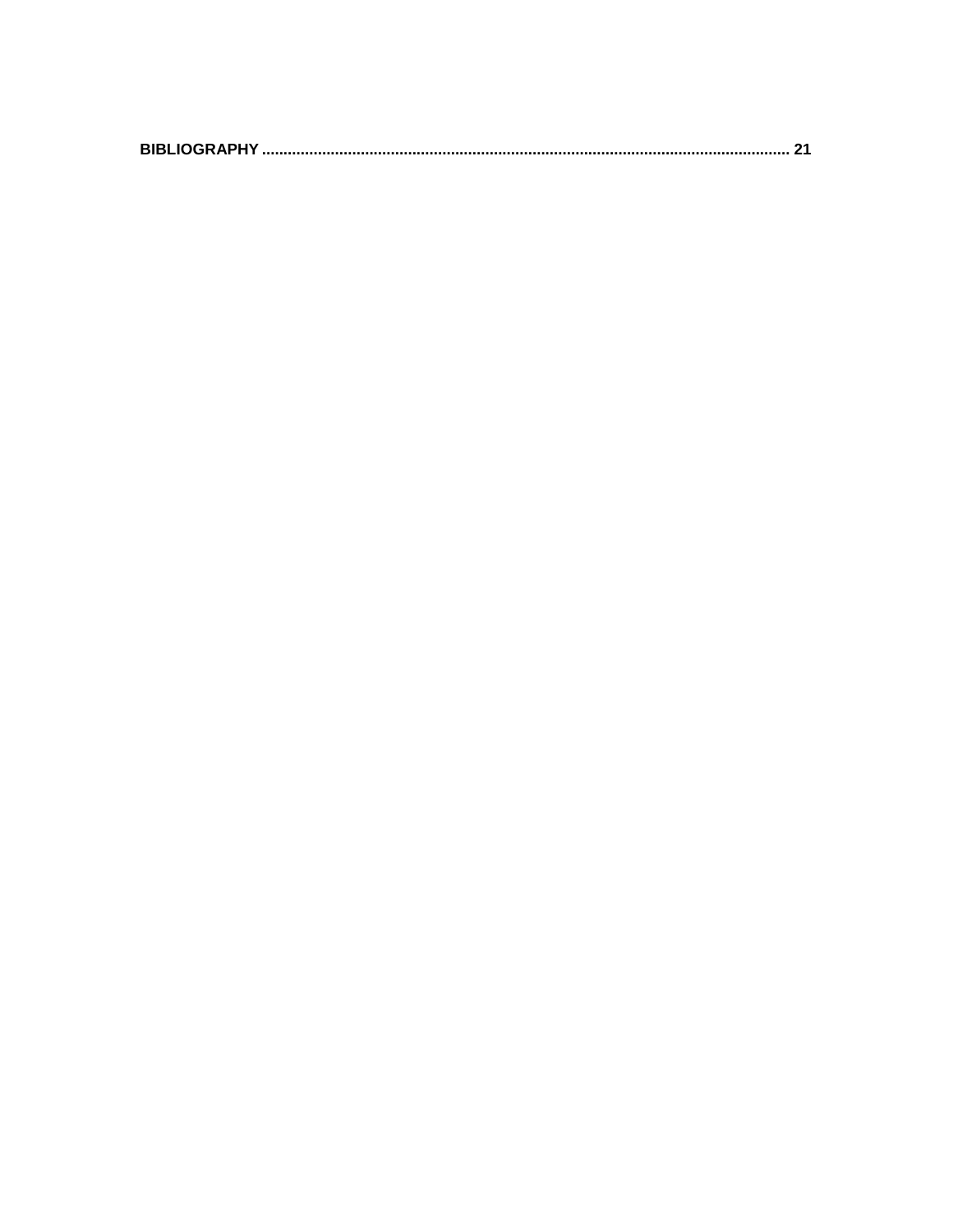**BIBLIOGRAPHY ........................................................................................................................ 21**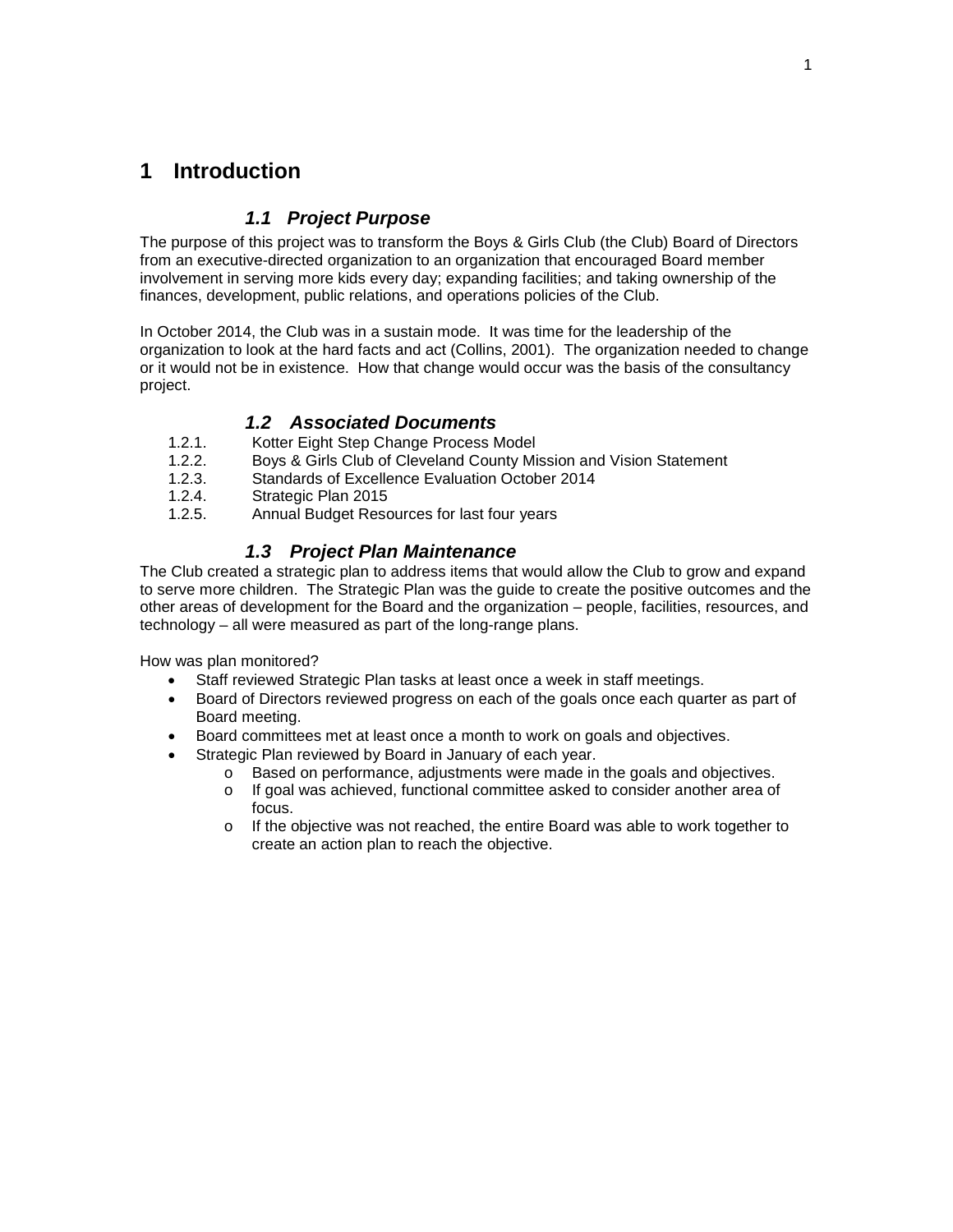# 1 Introduction

### *1.1 Project Purpose*

The purpose of this project was to transform the Boys & Girls Club (the Club) Board of Directors from an executive-directed organization to an organization that encouraged Board member involvement in serving more kids every day; expanding facilities; and taking ownership of the finances, development, public relations, and operations policies of the Club.

In October 2014, the Club was in a sustain mode. It was time for the leadership of the organization to look at the hard facts and act (Collins, 2001). The organization needed to change or it would not be in existence. How that change would occur was the basis of the consultancy project.

### *1.2 Associated Documents*

1.2.1. Kotter Eight Step Change Process Model
1.2.2. Boys & Girls Club of Cleveland County Mission and Vision Statement
1.2.3. Standards of Excellence Evaluation October 2014
1.2.4. Strategic Plan 2015
1.2.5. Annual Budget Resources for last four years

### *1.3 Project Plan Maintenance*

The Club created a strategic plan to address items that would allow the Club to grow and expand to serve more children. The Strategic Plan was the guide to create the positive outcomes and the other areas of development for the Board and the organization – people, facilities, resources, and technology – all were measured as part of the long-range plans.

How was plan monitored?

- Staff reviewed Strategic Plan tasks at least once a week in staff meetings.
- Board of Directors reviewed progress on each of the goals once each quarter as part of Board meeting.
- Board committees met at least once a month to work on goals and objectives.
- Strategic Plan reviewed by Board in January of each year.
    - Based on performance, adjustments were made in the goals and objectives.
    - If goal was achieved, functional committee asked to consider another area of focus.
    - If the objective was not reached, the entire Board was able to work together to create an action plan to reach the objective.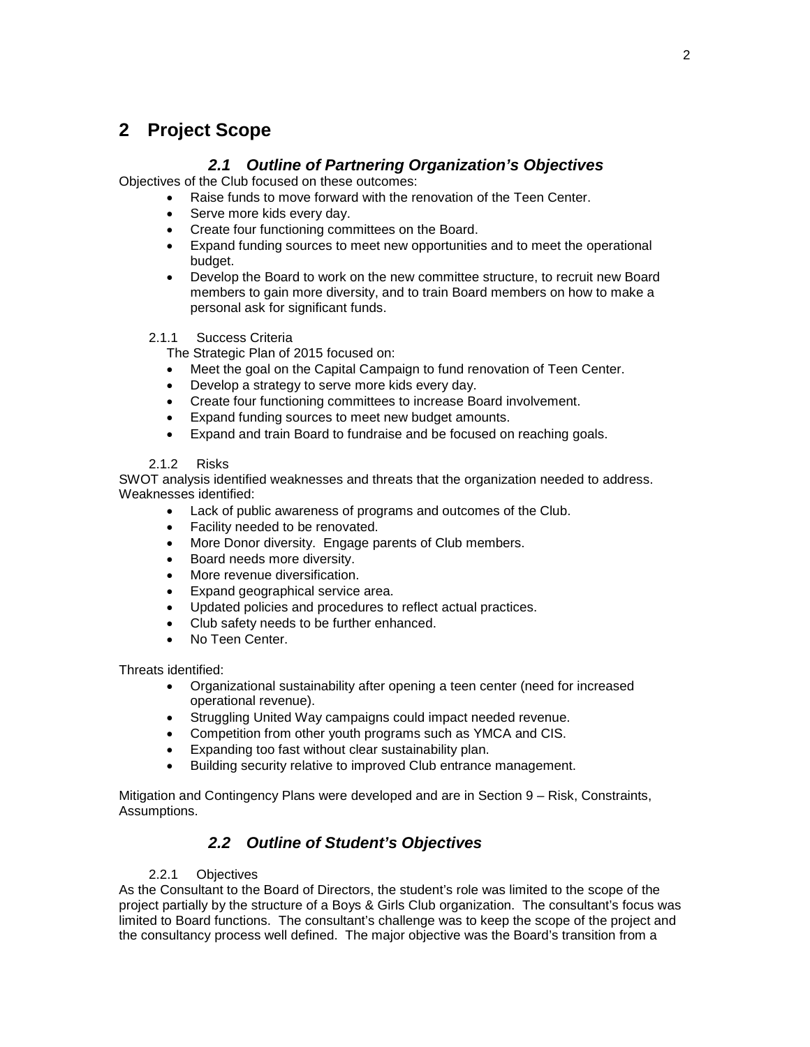# 2 Project Scope

## *2.1 Outline of Partnering Organization's Objectives*

Objectives of the Club focused on these outcomes:

- Raise funds to move forward with the renovation of the Teen Center.
- Serve more kids every day.
- Create four functioning committees on the Board.
- Expand funding sources to meet new opportunities and to meet the operational budget.
- Develop the Board to work on the new committee structure, to recruit new Board members to gain more diversity, and to train Board members on how to make a personal ask for significant funds.

### 2.1.1 Success Criteria

The Strategic Plan of 2015 focused on:

- Meet the goal on the Capital Campaign to fund renovation of Teen Center.
- Develop a strategy to serve more kids every day.
- Create four functioning committees to increase Board involvement.
- Expand funding sources to meet new budget amounts.
- Expand and train Board to fundraise and be focused on reaching goals.

### 2.1.2 Risks

SWOT analysis identified weaknesses and threats that the organization needed to address.
Weaknesses identified:

- Lack of public awareness of programs and outcomes of the Club.
- Facility needed to be renovated.
- More Donor diversity. Engage parents of Club members.
- Board needs more diversity.
- More revenue diversification.
- Expand geographical service area.
- Updated policies and procedures to reflect actual practices.
- Club safety needs to be further enhanced.
- No Teen Center.

Threats identified:

- Organizational sustainability after opening a teen center (need for increased operational revenue).
- Struggling United Way campaigns could impact needed revenue.
- Competition from other youth programs such as YMCA and CIS.
- Expanding too fast without clear sustainability plan.
- Building security relative to improved Club entrance management.

Mitigation and Contingency Plans were developed and are in Section 9 – Risk, Constraints, Assumptions.

## *2.2 Outline of Student's Objectives*

### 2.2.1 Objectives

As the Consultant to the Board of Directors, the student's role was limited to the scope of the project partially by the structure of a Boys & Girls Club organization. The consultant's focus was limited to Board functions. The consultant's challenge was to keep the scope of the project and the consultancy process well defined. The major objective was the Board's transition from a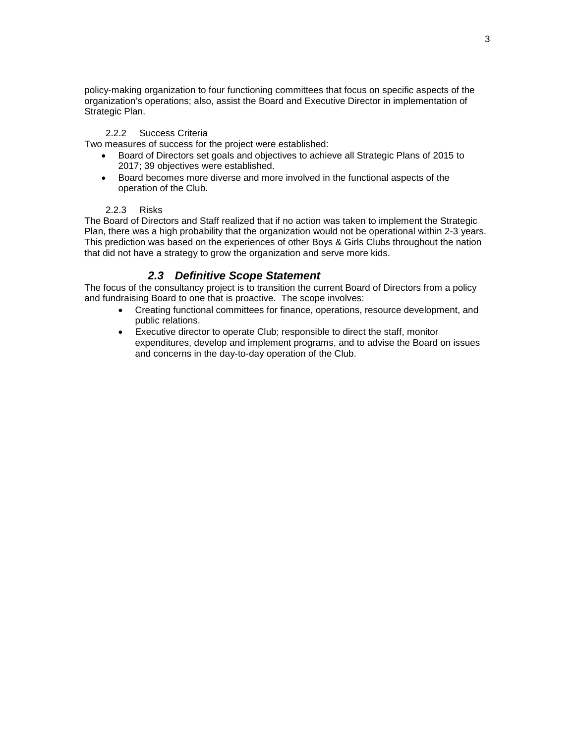policy-making organization to four functioning committees that focus on specific aspects of the organization's operations; also, assist the Board and Executive Director in implementation of Strategic Plan.

#### 2.2.2 Success Criteria

Two measures of success for the project were established:

- Board of Directors set goals and objectives to achieve all Strategic Plans of 2015 to 2017; 39 objectives were established.
- Board becomes more diverse and more involved in the functional aspects of the operation of the Club.

#### 2.2.3 Risks

The Board of Directors and Staff realized that if no action was taken to implement the Strategic Plan, there was a high probability that the organization would not be operational within 2-3 years. This prediction was based on the experiences of other Boys & Girls Clubs throughout the nation that did not have a strategy to grow the organization and serve more kids.

### *2.3 Definitive Scope Statement*

The focus of the consultancy project is to transition the current Board of Directors from a policy and fundraising Board to one that is proactive. The scope involves:

- Creating functional committees for finance, operations, resource development, and public relations.
- Executive director to operate Club; responsible to direct the staff, monitor expenditures, develop and implement programs, and to advise the Board on issues and concerns in the day-to-day operation of the Club.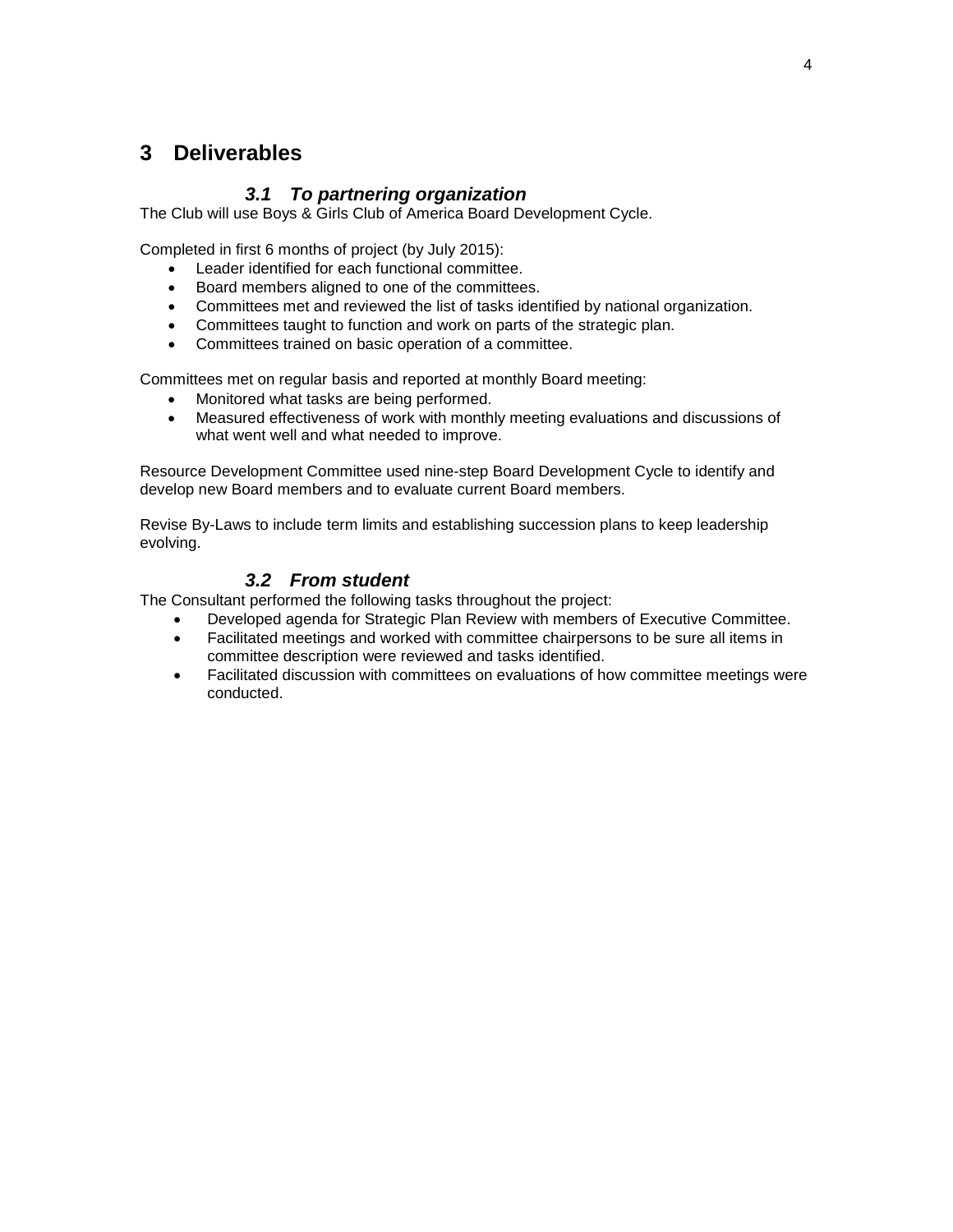# 3 Deliverables

### *3.1 To partnering organization*

The Club will use Boys & Girls Club of America Board Development Cycle.

Completed in first 6 months of project (by July 2015):

- Leader identified for each functional committee.
- Board members aligned to one of the committees.
- Committees met and reviewed the list of tasks identified by national organization.
- Committees taught to function and work on parts of the strategic plan.
- Committees trained on basic operation of a committee.

Committees met on regular basis and reported at monthly Board meeting:

- Monitored what tasks are being performed.
- Measured effectiveness of work with monthly meeting evaluations and discussions of what went well and what needed to improve.

Resource Development Committee used nine-step Board Development Cycle to identify and develop new Board members and to evaluate current Board members.

Revise By-Laws to include term limits and establishing succession plans to keep leadership evolving.

### *3.2 From student*

The Consultant performed the following tasks throughout the project:

- Developed agenda for Strategic Plan Review with members of Executive Committee.
- Facilitated meetings and worked with committee chairpersons to be sure all items in committee description were reviewed and tasks identified.
- Facilitated discussion with committees on evaluations of how committee meetings were conducted.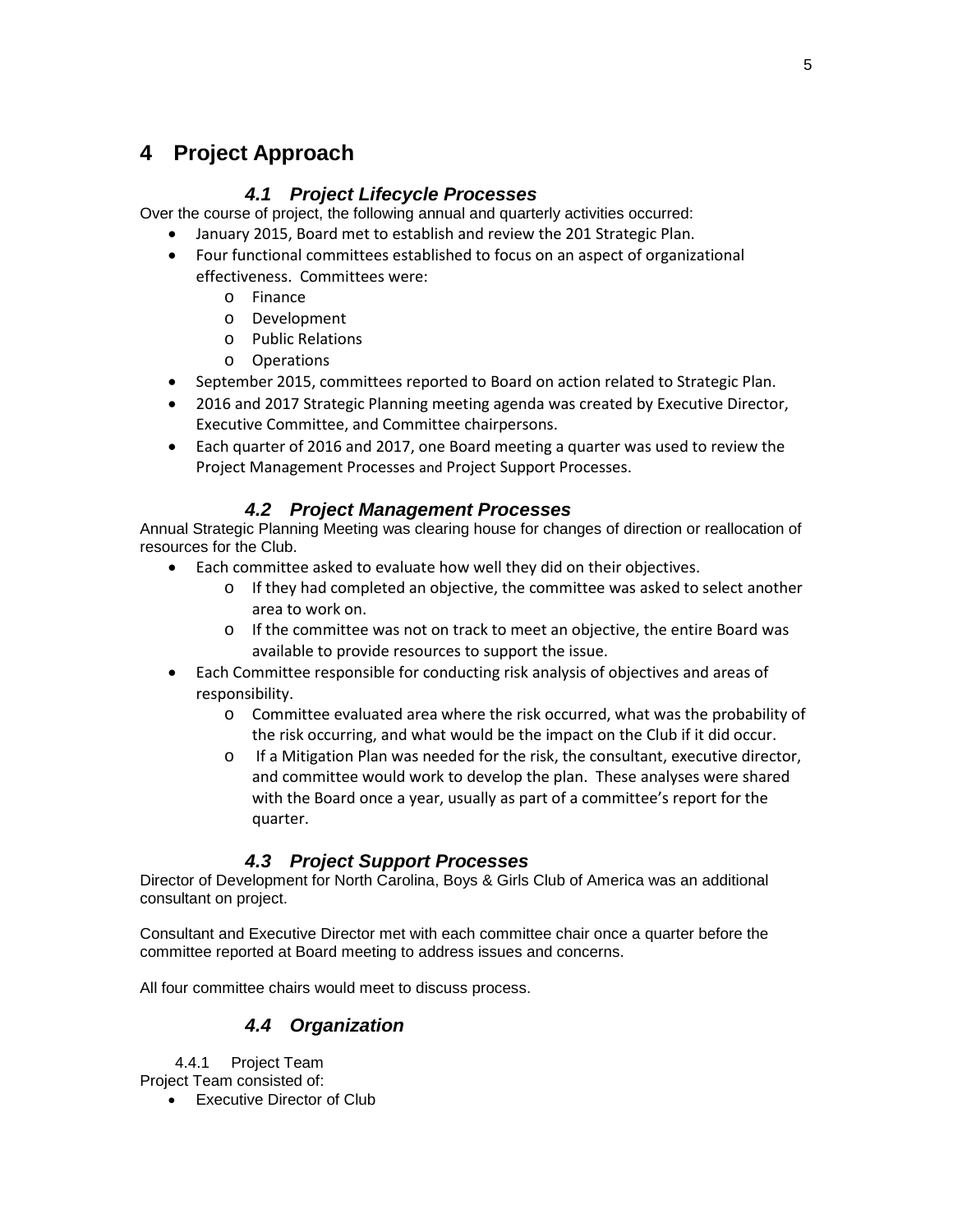# 4 Project Approach

## 4.1 Project Lifecycle Processes

Over the course of project, the following annual and quarterly activities occurred:

- January 2015, Board met to establish and review the 201 Strategic Plan.
- Four functional committees established to focus on an aspect of organizational effectiveness. Committees were:
  - Finance
  - Development
  - Public Relations
  - Operations
- September 2015, committees reported to Board on action related to Strategic Plan.
- 2016 and 2017 Strategic Planning meeting agenda was created by Executive Director, Executive Committee, and Committee chairpersons.
- Each quarter of 2016 and 2017, one Board meeting a quarter was used to review the Project Management Processes and Project Support Processes.

## 4.2 Project Management Processes

Annual Strategic Planning Meeting was clearing house for changes of direction or reallocation of resources for the Club.

- Each committee asked to evaluate how well they did on their objectives.
  - If they had completed an objective, the committee was asked to select another area to work on.
  - If the committee was not on track to meet an objective, the entire Board was available to provide resources to support the issue.
- Each Committee responsible for conducting risk analysis of objectives and areas of responsibility.
  - Committee evaluated area where the risk occurred, what was the probability of the risk occurring, and what would be the impact on the Club if it did occur.
  - If a Mitigation Plan was needed for the risk, the consultant, executive director, and committee would work to develop the plan. These analyses were shared with the Board once a year, usually as part of a committee's report for the quarter.

## 4.3 Project Support Processes

Director of Development for North Carolina, Boys & Girls Club of America was an additional consultant on project.

Consultant and Executive Director met with each committee chair once a quarter before the committee reported at Board meeting to address issues and concerns.

All four committee chairs would meet to discuss process.

## 4.4 Organization

### 4.4.1 Project Team

Project Team consisted of:

- Executive Director of Club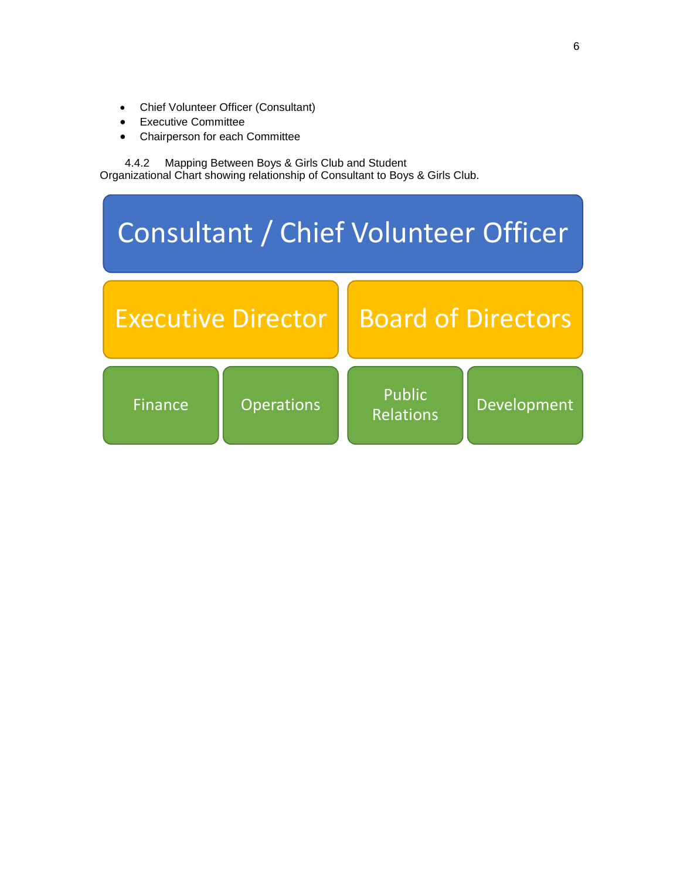- Chief Volunteer Officer (Consultant)
- Executive Committee
- Chairperson for each Committee

#### 4.4.2 Mapping Between Boys & Girls Club and Student

Organizational Chart showing relationship of Consultant to Boys & Girls Club.

Consultant / Chief Volunteer Officer

Executive Director

Board of Directors

Finance

Operations

Public Relations

Development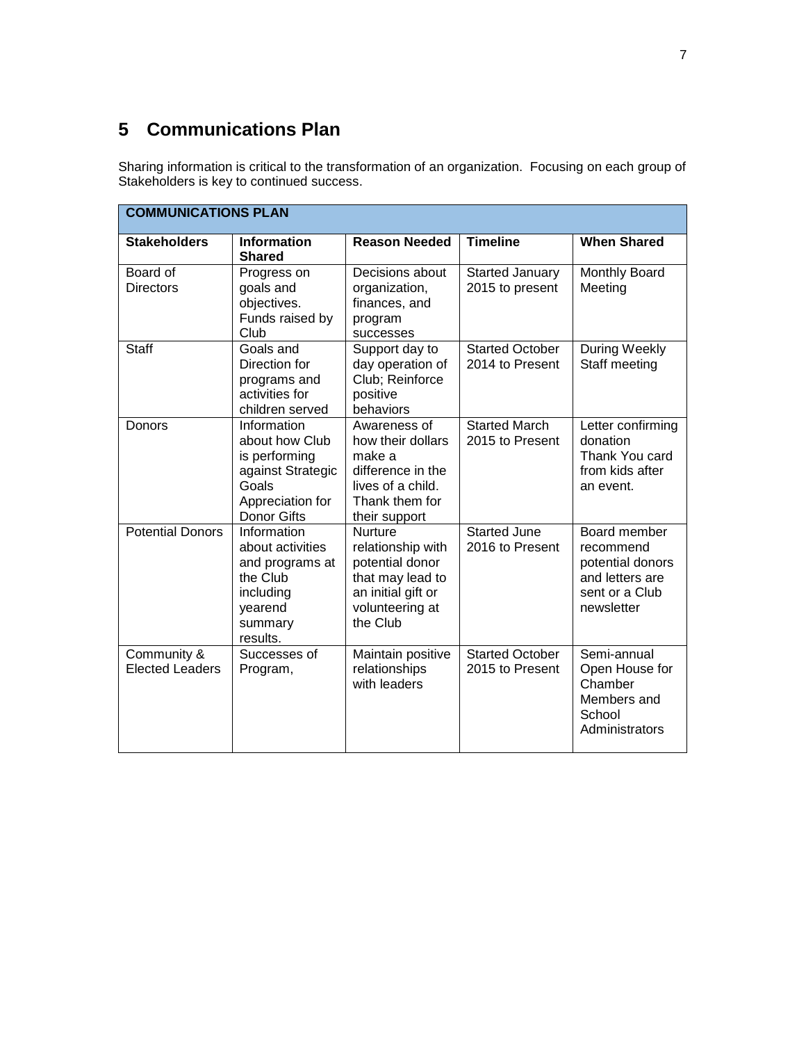# 5 Communications Plan

Sharing information is critical to the transformation of an organization. Focusing on each group of Stakeholders is key to continued success.

| COMMUNICATIONS PLAN | | | | |
|---|---|---|---|---|
| **Stakeholders** | **Information Shared** | **Reason Needed** | **Timeline** | **When Shared** |
| Board of Directors | Progress on goals and objectives. Funds raised by Club | Decisions about organization, finances, and program successes | Started January 2015 to present | Monthly Board Meeting |
| Staff | Goals and Direction for programs and activities for children served | Support day to day operation of Club; Reinforce positive behaviors | Started October 2014 to Present | During Weekly Staff meeting |
| Donors | Information about how Club is performing against Strategic Goals Appreciation for Donor Gifts | Awareness of how their dollars make a difference in the lives of a child. Thank them for their support | Started March 2015 to Present | Letter confirming donation Thank You card from kids after an event. |
| Potential Donors | Information about activities and programs at the Club including yearend summary results. | Nurture relationship with potential donor that may lead to an initial gift or volunteering at the Club | Started June 2016 to Present | Board member recommend potential donors and letters are sent or a Club newsletter |
| Community & Elected Leaders | Successes of Program, | Maintain positive relationships with leaders | Started October 2015 to Present | Semi-annual Open House for Chamber Members and School Administrators |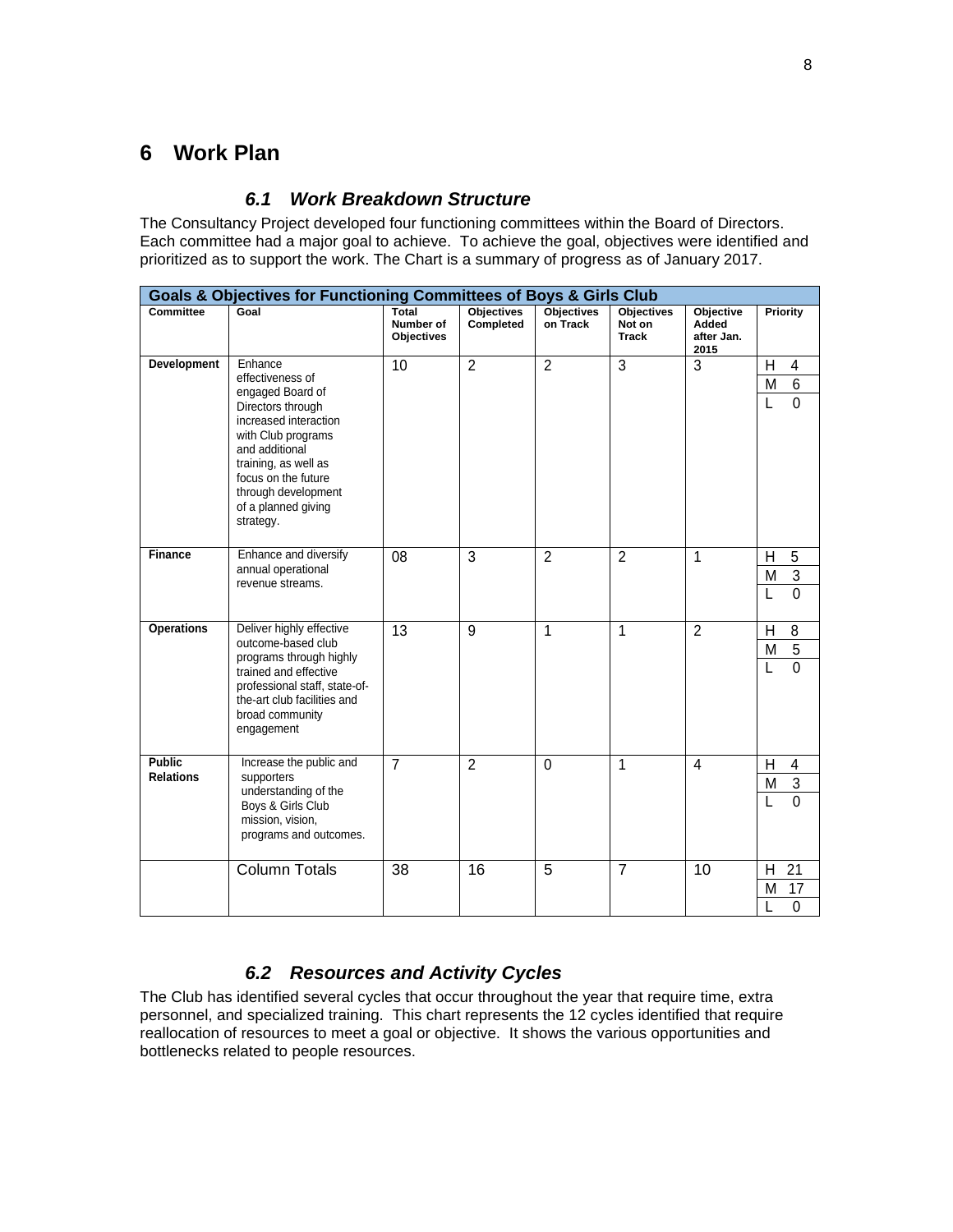# 6 Work Plan

## *6.1 Work Breakdown Structure*

The Consultancy Project developed four functioning committees within the Board of Directors. Each committee had a major goal to achieve. To achieve the goal, objectives were identified and prioritized as to support the work. The Chart is a summary of progress as of January 2017.

| Goals & Objectives for Functioning Committees of Boys & Girls Club | | | | | | | |
|---|---|---|---|---|---|---|---|
| **Committee** | **Goal** | **Total Number of Objectives** | **Objectives Completed** | **Objectives on Track** | **Objectives Not on Track** | **Objective Added after Jan. 2015** | **Priority** |
| **Development** | Enhance effectiveness of engaged Board of Directors through increased interaction with Club programs and additional training, as well as focus on the future through development of a planned giving strategy. | 10 | 2 | 2 | 3 | 3 | H 4<br>M 6<br>L 0 |
| **Finance** | Enhance and diversify annual operational revenue streams. | 08 | 3 | 2 | 2 | 1 | H 5<br>M 3<br>L 0 |
| **Operations** | Deliver highly effective outcome-based club programs through highly trained and effective professional staff, state-of-the-art club facilities and broad community engagement | 13 | 9 | 1 | 1 | 2 | H 8<br>M 5<br>L 0 |
| **Public Relations** | Increase the public and supporters understanding of the Boys & Girls Club mission, vision, programs and outcomes. | 7 | 2 | 0 | 1 | 4 | H 4<br>M 3<br>L 0 |
| | Column Totals | 38 | 16 | 5 | 7 | 10 | H 21<br>M 17<br>L 0 |

## *6.2 Resources and Activity Cycles*

The Club has identified several cycles that occur throughout the year that require time, extra personnel, and specialized training. This chart represents the 12 cycles identified that require reallocation of resources to meet a goal or objective. It shows the various opportunities and bottlenecks related to people resources.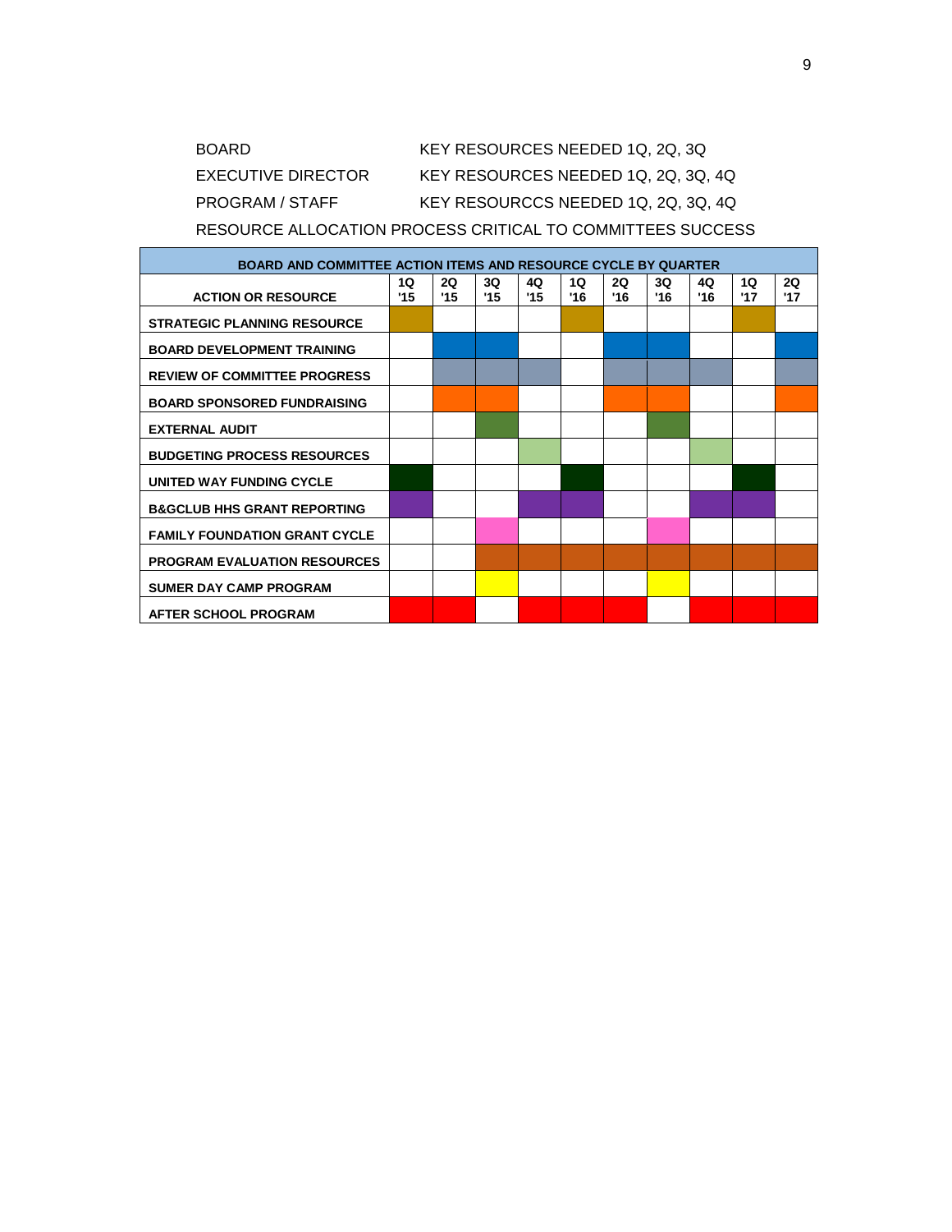BOARD KEY RESOURCES NEEDED 1Q, 2Q, 3Q

EXECUTIVE DIRECTOR KEY RESOURCES NEEDED 1Q, 2Q, 3Q, 4Q

PROGRAM / STAFF KEY RESOURCCS NEEDED 1Q, 2Q, 3Q, 4Q

RESOURCE ALLOCATION PROCESS CRITICAL TO COMMITTEES SUCCESS

**BOARD AND COMMITTEE ACTION ITEMS AND RESOURCE CYCLE BY QUARTER**

(■ = shaded cell)

| ACTION OR RESOURCE | 1Q '15 | 2Q '15 | 3Q '15 | 4Q '15 | 1Q '16 | 2Q '16 | 3Q '16 | 4Q '16 | 1Q '17 | 2Q '17 |
|---|---|---|---|---|---|---|---|---|---|---|
| STRATEGIC PLANNING RESOURCE | ■ | | | | ■ | | | | ■ | |
| BOARD DEVELOPMENT TRAINING | | ■ | ■ | | | ■ | ■ | | | ■ |
| REVIEW OF COMMITTEE PROGRESS | | ■ | ■ | ■ | | ■ | ■ | ■ | | ■ |
| BOARD SPONSORED FUNDRAISING | | ■ | ■ | | | ■ | ■ | | | ■ |
| EXTERNAL AUDIT | | | ■ | | | | ■ | | | |
| BUDGETING PROCESS RESOURCES | | | | ■ | | | | ■ | | |
| UNITED WAY FUNDING CYCLE | ■ | | | | ■ | | | | ■ | |
| B&GCLUB HHS GRANT REPORTING | ■ | | | ■ | ■ | | | ■ | ■ | |
| FAMILY FOUNDATION GRANT CYCLE | | | ■ | | | | ■ | | | |
| PROGRAM EVALUATION RESOURCES | | | ■ | ■ | ■ | ■ | ■ | ■ | ■ | ■ |
| SUMER DAY CAMP PROGRAM | | | ■ | | | | ■ | | | |
| AFTER SCHOOL PROGRAM | ■ | ■ | | ■ | ■ | ■ | | ■ | ■ | ■ |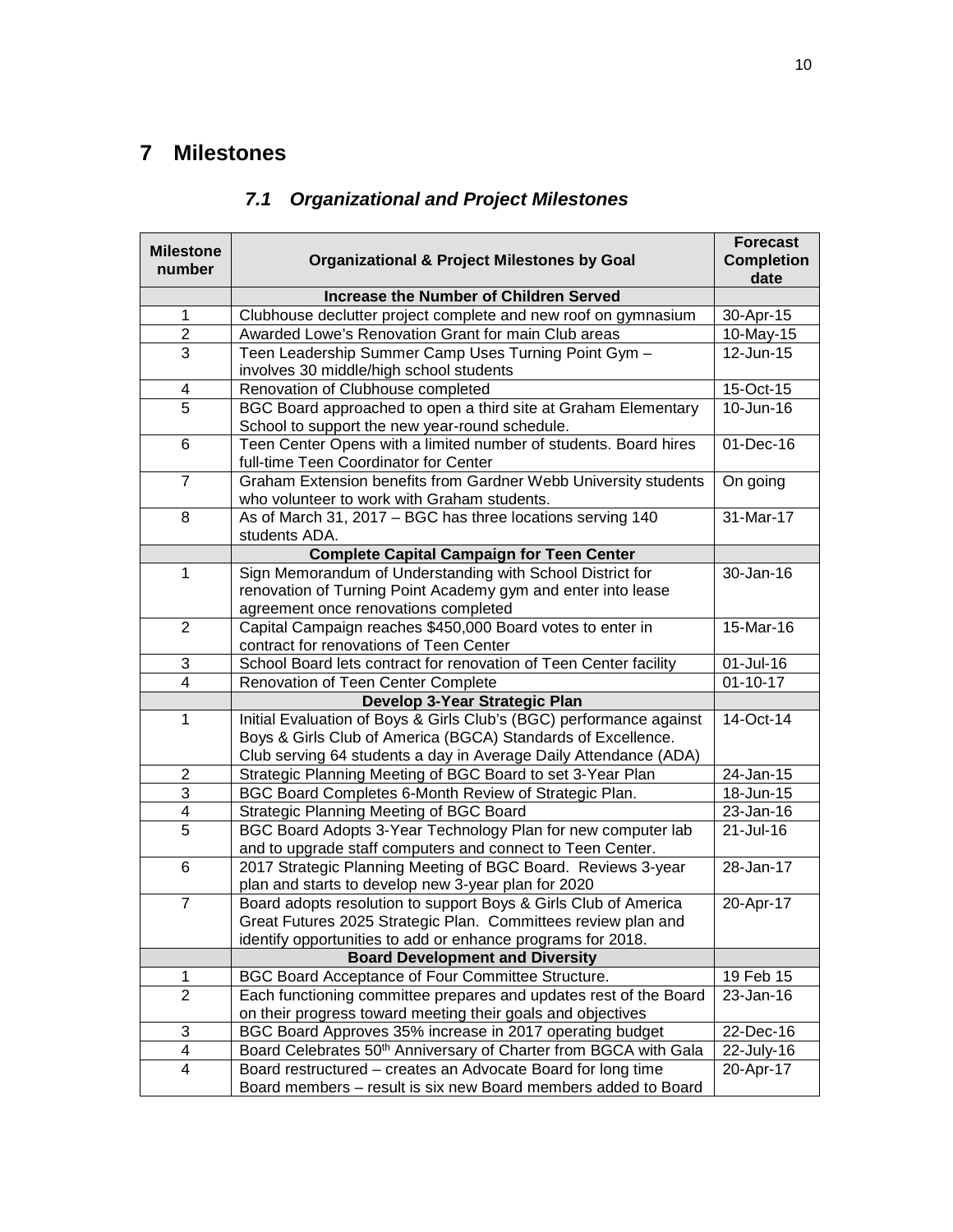# 7 Milestones

## *7.1 Organizational and Project Milestones*

| Milestone number | Organizational & Project Milestones by Goal | Forecast Completion date |
|---|---|---|
| | **Increase the Number of Children Served** | |
| 1 | Clubhouse declutter project complete and new roof on gymnasium | 30-Apr-15 |
| 2 | Awarded Lowe's Renovation Grant for main Club areas | 10-May-15 |
| 3 | Teen Leadership Summer Camp Uses Turning Point Gym – involves 30 middle/high school students | 12-Jun-15 |
| 4 | Renovation of Clubhouse completed | 15-Oct-15 |
| 5 | BGC Board approached to open a third site at Graham Elementary School to support the new year-round schedule. | 10-Jun-16 |
| 6 | Teen Center Opens with a limited number of students. Board hires full-time Teen Coordinator for Center | 01-Dec-16 |
| 7 | Graham Extension benefits from Gardner Webb University students who volunteer to work with Graham students. | On going |
| 8 | As of March 31, 2017 – BGC has three locations serving 140 students ADA. | 31-Mar-17 |
| | **Complete Capital Campaign for Teen Center** | |
| 1 | Sign Memorandum of Understanding with School District for renovation of Turning Point Academy gym and enter into lease agreement once renovations completed | 30-Jan-16 |
| 2 | Capital Campaign reaches $450,000 Board votes to enter in contract for renovations of Teen Center | 15-Mar-16 |
| 3 | School Board lets contract for renovation of Teen Center facility | 01-Jul-16 |
| 4 | Renovation of Teen Center Complete | 01-10-17 |
| | **Develop 3-Year Strategic Plan** | |
| 1 | Initial Evaluation of Boys & Girls Club's (BGC) performance against Boys & Girls Club of America (BGCA) Standards of Excellence. Club serving 64 students a day in Average Daily Attendance (ADA) | 14-Oct-14 |
| 2 | Strategic Planning Meeting of BGC Board to set 3-Year Plan | 24-Jan-15 |
| 3 | BGC Board Completes 6-Month Review of Strategic Plan. | 18-Jun-15 |
| 4 | Strategic Planning Meeting of BGC Board | 23-Jan-16 |
| 5 | BGC Board Adopts 3-Year Technology Plan for new computer lab and to upgrade staff computers and connect to Teen Center. | 21-Jul-16 |
| 6 | 2017 Strategic Planning Meeting of BGC Board. Reviews 3-year plan and starts to develop new 3-year plan for 2020 | 28-Jan-17 |
| 7 | Board adopts resolution to support Boys & Girls Club of America Great Futures 2025 Strategic Plan. Committees review plan and identify opportunities to add or enhance programs for 2018. | 20-Apr-17 |
| | **Board Development and Diversity** | |
| 1 | BGC Board Acceptance of Four Committee Structure. | 19 Feb 15 |
| 2 | Each functioning committee prepares and updates rest of the Board on their progress toward meeting their goals and objectives | 23-Jan-16 |
| 3 | BGC Board Approves 35% increase in 2017 operating budget | 22-Dec-16 |
| 4 | Board Celebrates 50th Anniversary of Charter from BGCA with Gala | 22-July-16 |
| 4 | Board restructured – creates an Advocate Board for long time Board members – result is six new Board members added to Board | 20-Apr-17 |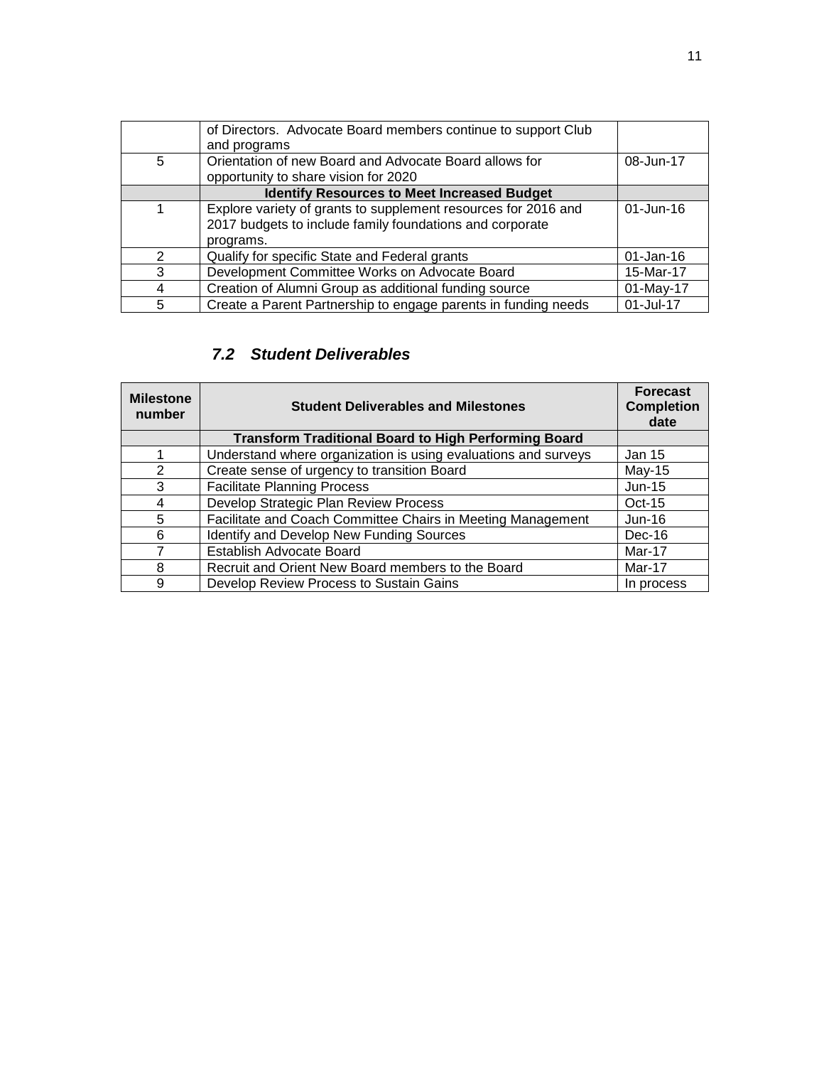| | | |
|---|---|---|
| | of Directors. Advocate Board members continue to support Club and programs | |
| 5 | Orientation of new Board and Advocate Board allows for opportunity to share vision for 2020 | 08-Jun-17 |
| | **Identify Resources to Meet Increased Budget** | |
| 1 | Explore variety of grants to supplement resources for 2016 and 2017 budgets to include family foundations and corporate programs. | 01-Jun-16 |
| 2 | Qualify for specific State and Federal grants | 01-Jan-16 |
| 3 | Development Committee Works on Advocate Board | 15-Mar-17 |
| 4 | Creation of Alumni Group as additional funding source | 01-May-17 |
| 5 | Create a Parent Partnership to engage parents in funding needs | 01-Jul-17 |

## *7.2 Student Deliverables*

| Milestone number | Student Deliverables and Milestones | Forecast Completion date |
|---|---|---|
| | **Transform Traditional Board to High Performing Board** | |
| 1 | Understand where organization is using evaluations and surveys | Jan 15 |
| 2 | Create sense of urgency to transition Board | May-15 |
| 3 | Facilitate Planning Process | Jun-15 |
| 4 | Develop Strategic Plan Review Process | Oct-15 |
| 5 | Facilitate and Coach Committee Chairs in Meeting Management | Jun-16 |
| 6 | Identify and Develop New Funding Sources | Dec-16 |
| 7 | Establish Advocate Board | Mar-17 |
| 8 | Recruit and Orient New Board members to the Board | Mar-17 |
| 9 | Develop Review Process to Sustain Gains | In process |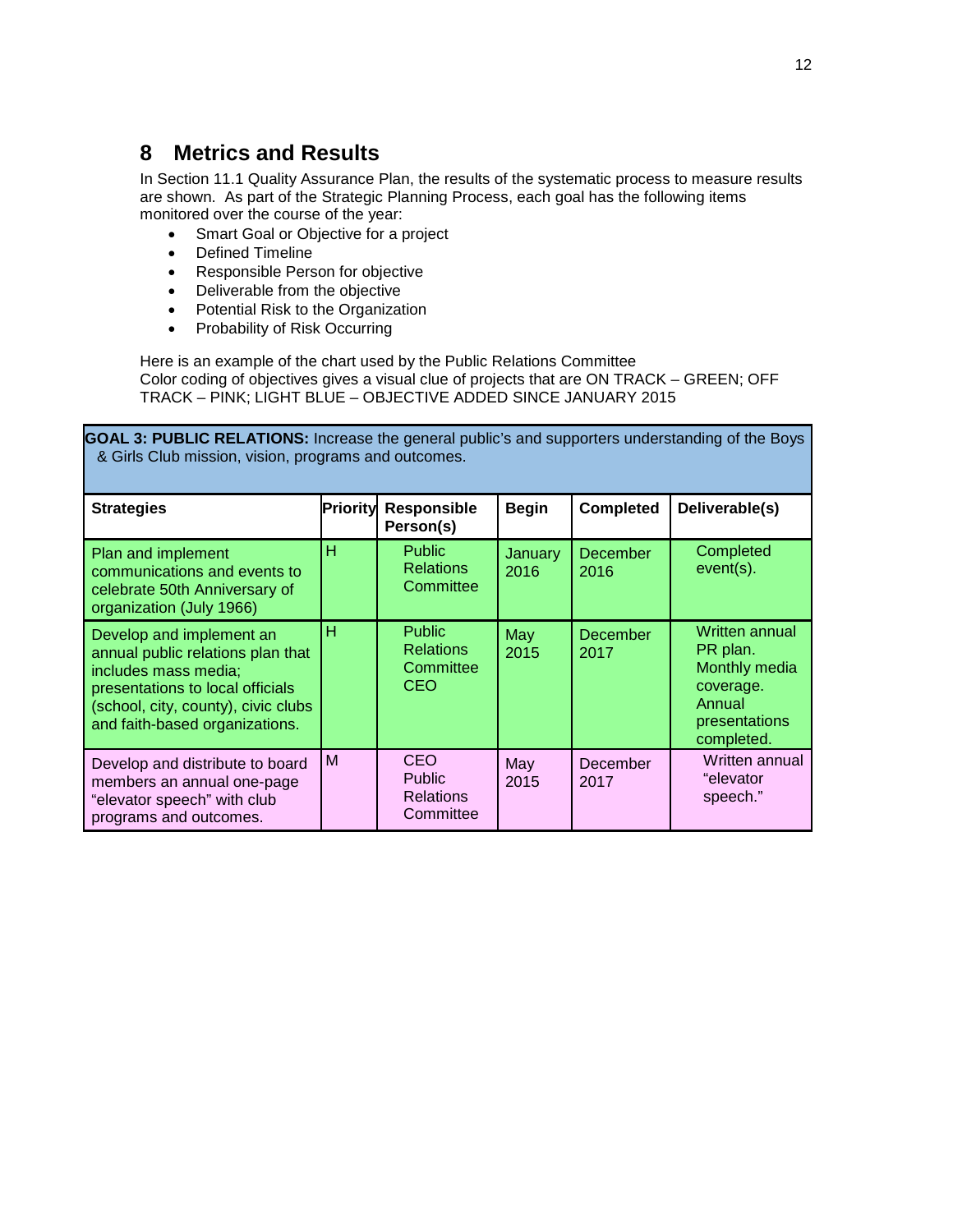## 8 Metrics and Results

In Section 11.1 Quality Assurance Plan, the results of the systematic process to measure results are shown. As part of the Strategic Planning Process, each goal has the following items monitored over the course of the year:

- Smart Goal or Objective for a project
- Defined Timeline
- Responsible Person for objective
- Deliverable from the objective
- Potential Risk to the Organization
- Probability of Risk Occurring

Here is an example of the chart used by the Public Relations Committee
Color coding of objectives gives a visual clue of projects that are ON TRACK – GREEN; OFF TRACK – PINK; LIGHT BLUE – OBJECTIVE ADDED SINCE JANUARY 2015

**GOAL 3: PUBLIC RELATIONS:** Increase the general public's and supporters understanding of the Boys & Girls Club mission, vision, programs and outcomes.

| Strategies | Priority | Responsible Person(s) | Begin | Completed | Deliverable(s) |
|---|---|---|---|---|---|
| Plan and implement communications and events to celebrate 50th Anniversary of organization (July 1966) | H | Public Relations Committee | January 2016 | December 2016 | Completed event(s). |
| Develop and implement an annual public relations plan that includes mass media; presentations to local officials (school, city, county), civic clubs and faith-based organizations. | H | Public Relations Committee CEO | May 2015 | December 2017 | Written annual PR plan. Monthly media coverage. Annual presentations completed. |
| Develop and distribute to board members an annual one-page "elevator speech" with club programs and outcomes. | M | CEO Public Relations Committee | May 2015 | December 2017 | Written annual "elevator speech." |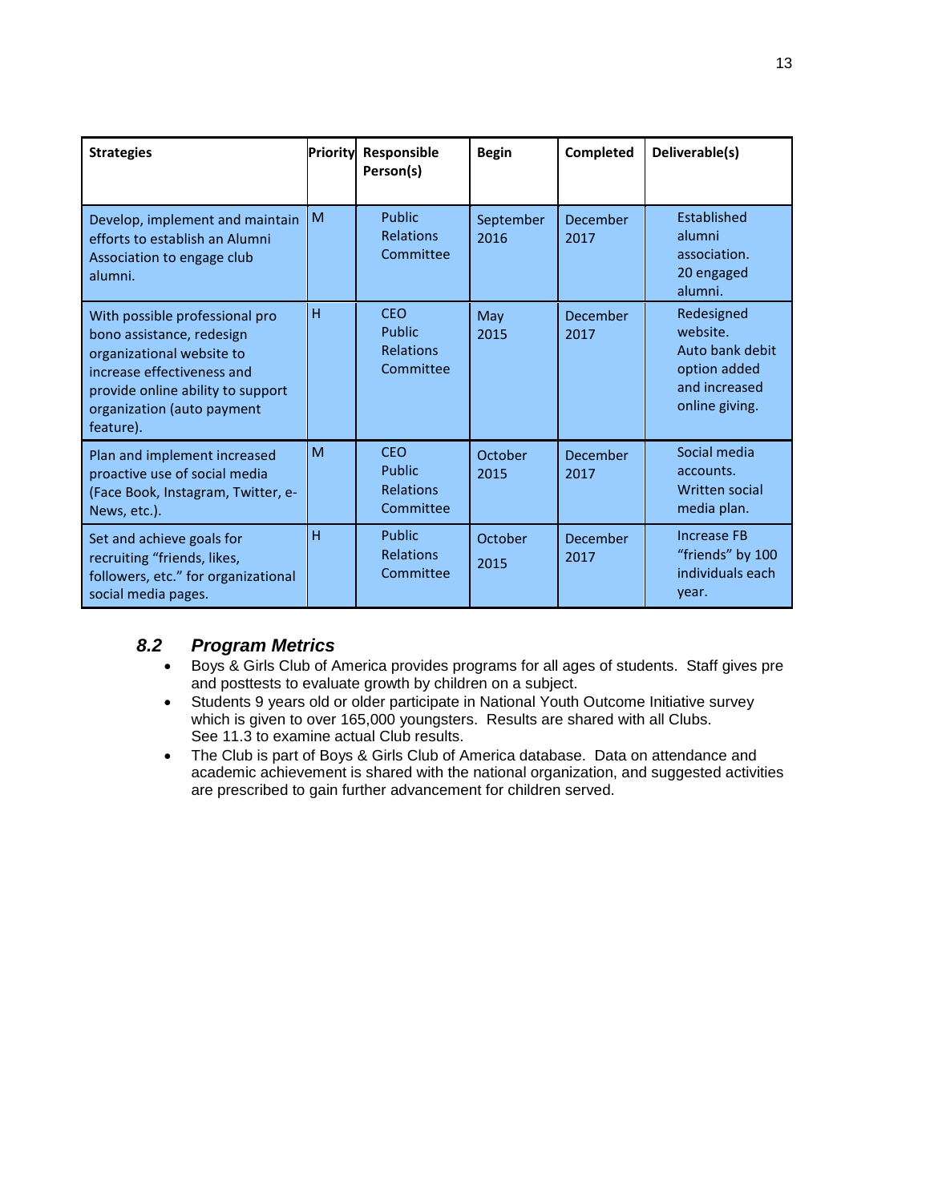| Strategies | Priority | Responsible Person(s) | Begin | Completed | Deliverable(s) |
|---|---|---|---|---|---|
| Develop, implement and maintain efforts to establish an Alumni Association to engage club alumni. | M | Public Relations Committee | September 2016 | December 2017 | Established alumni association. 20 engaged alumni. |
| With possible professional pro bono assistance, redesign organizational website to increase effectiveness and provide online ability to support organization (auto payment feature). | H | CEO Public Relations Committee | May 2015 | December 2017 | Redesigned website. Auto bank debit option added and increased online giving. |
| Plan and implement increased proactive use of social media (Face Book, Instagram, Twitter, e-News, etc.). | M | CEO Public Relations Committee | October 2015 | December 2017 | Social media accounts. Written social media plan. |
| Set and achieve goals for recruiting "friends, likes, followers, etc." for organizational social media pages. | H | Public Relations Committee | October 2015 | December 2017 | Increase FB "friends" by 100 individuals each year. |

## *8.2 Program Metrics*

- Boys & Girls Club of America provides programs for all ages of students. Staff gives pre and posttests to evaluate growth by children on a subject.
- Students 9 years old or older participate in National Youth Outcome Initiative survey which is given to over 165,000 youngsters. Results are shared with all Clubs. See 11.3 to examine actual Club results.
- The Club is part of Boys & Girls Club of America database. Data on attendance and academic achievement is shared with the national organization, and suggested activities are prescribed to gain further advancement for children served.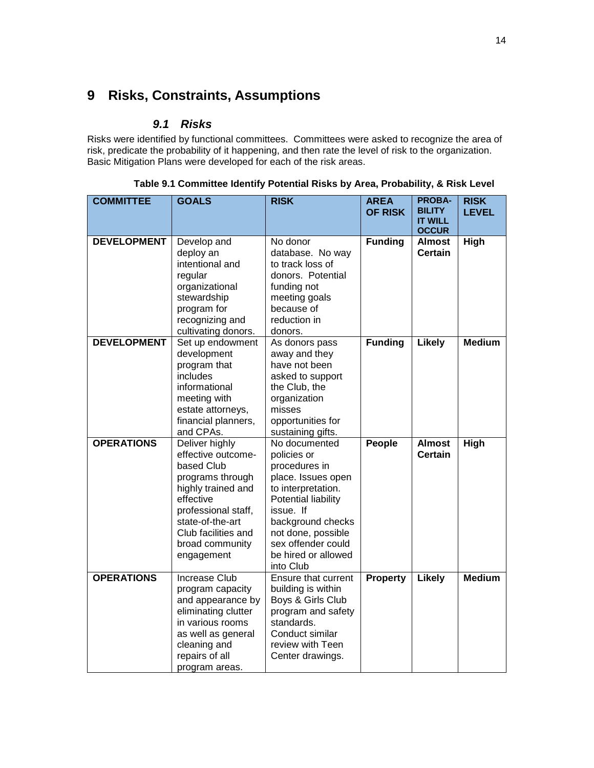# 9 Risks, Constraints, Assumptions

## *9.1 Risks*

Risks were identified by functional committees. Committees were asked to recognize the area of risk, predicate the probability of it happening, and then rate the level of risk to the organization. Basic Mitigation Plans were developed for each of the risk areas.

**Table 9.1 Committee Identify Potential Risks by Area, Probability, & Risk Level**

| COMMITTEE | GOALS | RISK | AREA OF RISK | PROBA-BILITY IT WILL OCCUR | RISK LEVEL |
|---|---|---|---|---|---|
| **DEVELOPMENT** | Develop and deploy an intentional and regular organizational stewardship program for recognizing and cultivating donors. | No donor database. No way to track loss of donors. Potential funding not meeting goals because of reduction in donors. | **Funding** | **Almost Certain** | **High** |
| **DEVELOPMENT** | Set up endowment development program that includes informational meeting with estate attorneys, financial planners, and CPAs. | As donors pass away and they have not been asked to support the Club, the organization misses opportunities for sustaining gifts. | **Funding** | **Likely** | **Medium** |
| **OPERATIONS** | Deliver highly effective outcome-based Club programs through highly trained and effective professional staff, state-of-the-art Club facilities and broad community engagement | No documented policies or procedures in place. Issues open to interpretation. Potential liability issue. If background checks not done, possible sex offender could be hired or allowed into Club | **People** | **Almost Certain** | **High** |
| **OPERATIONS** | Increase Club program capacity and appearance by eliminating clutter in various rooms as well as general cleaning and repairs of all program areas. | Ensure that current building is within Boys & Girls Club program and safety standards. Conduct similar review with Teen Center drawings. | **Property** | **Likely** | **Medium** |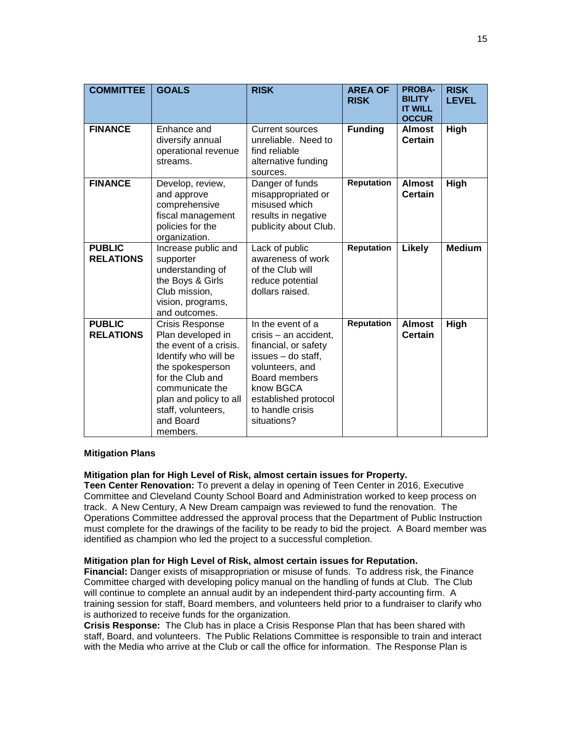| COMMITTEE | GOALS | RISK | AREA OF RISK | PROBA-BILITY IT WILL OCCUR | RISK LEVEL |
|---|---|---|---|---|---|
| **FINANCE** | Enhance and diversify annual operational revenue streams. | Current sources unreliable. Need to find reliable alternative funding sources. | **Funding** | **Almost Certain** | **High** |
| **FINANCE** | Develop, review, and approve comprehensive fiscal management policies for the organization. | Danger of funds misappropriated or misused which results in negative publicity about Club. | **Reputation** | **Almost Certain** | **High** |
| **PUBLIC RELATIONS** | Increase public and supporter understanding of the Boys & Girls Club mission, vision, programs, and outcomes. | Lack of public awareness of work of the Club will reduce potential dollars raised. | **Reputation** | **Likely** | **Medium** |
| **PUBLIC RELATIONS** | Crisis Response Plan developed in the event of a crisis. Identify who will be the spokesperson for the Club and communicate the plan and policy to all staff, volunteers, and Board members. | In the event of a crisis – an accident, financial, or safety issues – do staff, volunteers, and Board members know BGCA established protocol to handle crisis situations? | **Reputation** | **Almost Certain** | **High** |

**Mitigation Plans**

**Mitigation plan for High Level of Risk, almost certain issues for Property.**
**Teen Center Renovation:** To prevent a delay in opening of Teen Center in 2016, Executive Committee and Cleveland County School Board and Administration worked to keep process on track. A New Century, A New Dream campaign was reviewed to fund the renovation. The Operations Committee addressed the approval process that the Department of Public Instruction must complete for the drawings of the facility to be ready to bid the project. A Board member was identified as champion who led the project to a successful completion.

**Mitigation plan for High Level of Risk, almost certain issues for Reputation.**
**Financial:** Danger exists of misappropriation or misuse of funds. To address risk, the Finance Committee charged with developing policy manual on the handling of funds at Club. The Club will continue to complete an annual audit by an independent third-party accounting firm. A training session for staff, Board members, and volunteers held prior to a fundraiser to clarify who is authorized to receive funds for the organization.
**Crisis Response:** The Club has in place a Crisis Response Plan that has been shared with staff, Board, and volunteers. The Public Relations Committee is responsible to train and interact with the Media who arrive at the Club or call the office for information. The Response Plan is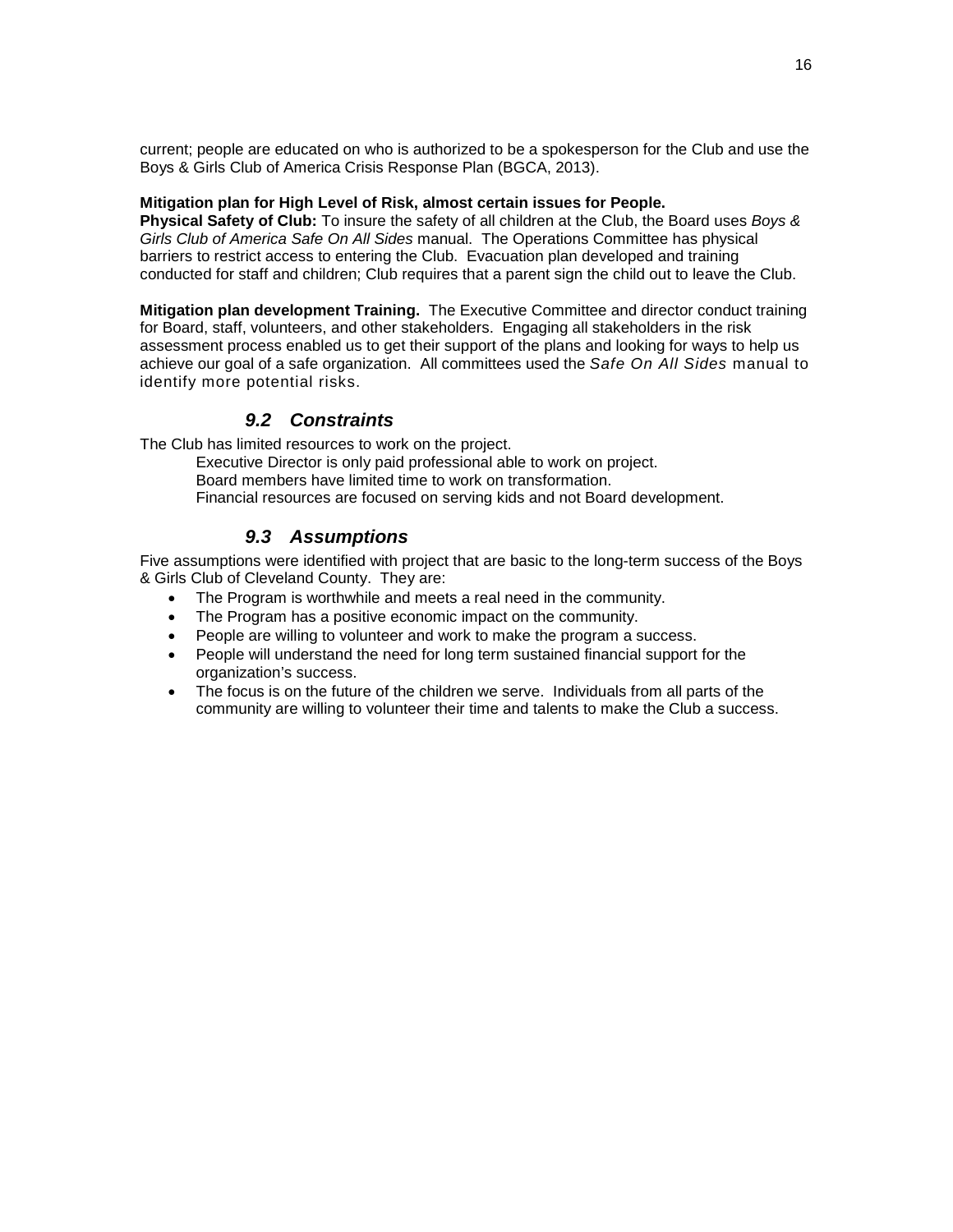current; people are educated on who is authorized to be a spokesperson for the Club and use the Boys & Girls Club of America Crisis Response Plan (BGCA, 2013).

**Mitigation plan for High Level of Risk, almost certain issues for People.**
**Physical Safety of Club:** To insure the safety of all children at the Club, the Board uses *Boys & Girls Club of America Safe On All Sides* manual. The Operations Committee has physical barriers to restrict access to entering the Club. Evacuation plan developed and training conducted for staff and children; Club requires that a parent sign the child out to leave the Club.

**Mitigation plan development Training.** The Executive Committee and director conduct training for Board, staff, volunteers, and other stakeholders. Engaging all stakeholders in the risk assessment process enabled us to get their support of the plans and looking for ways to help us achieve our goal of a safe organization. All committees used the *Safe On All Sides* manual to identify more potential risks.

### *9.2 Constraints*

The Club has limited resources to work on the project.

Executive Director is only paid professional able to work on project.
Board members have limited time to work on transformation.
Financial resources are focused on serving kids and not Board development.

### *9.3 Assumptions*

Five assumptions were identified with project that are basic to the long-term success of the Boys & Girls Club of Cleveland County. They are:

- The Program is worthwhile and meets a real need in the community.
- The Program has a positive economic impact on the community.
- People are willing to volunteer and work to make the program a success.
- People will understand the need for long term sustained financial support for the organization's success.
- The focus is on the future of the children we serve. Individuals from all parts of the community are willing to volunteer their time and talents to make the Club a success.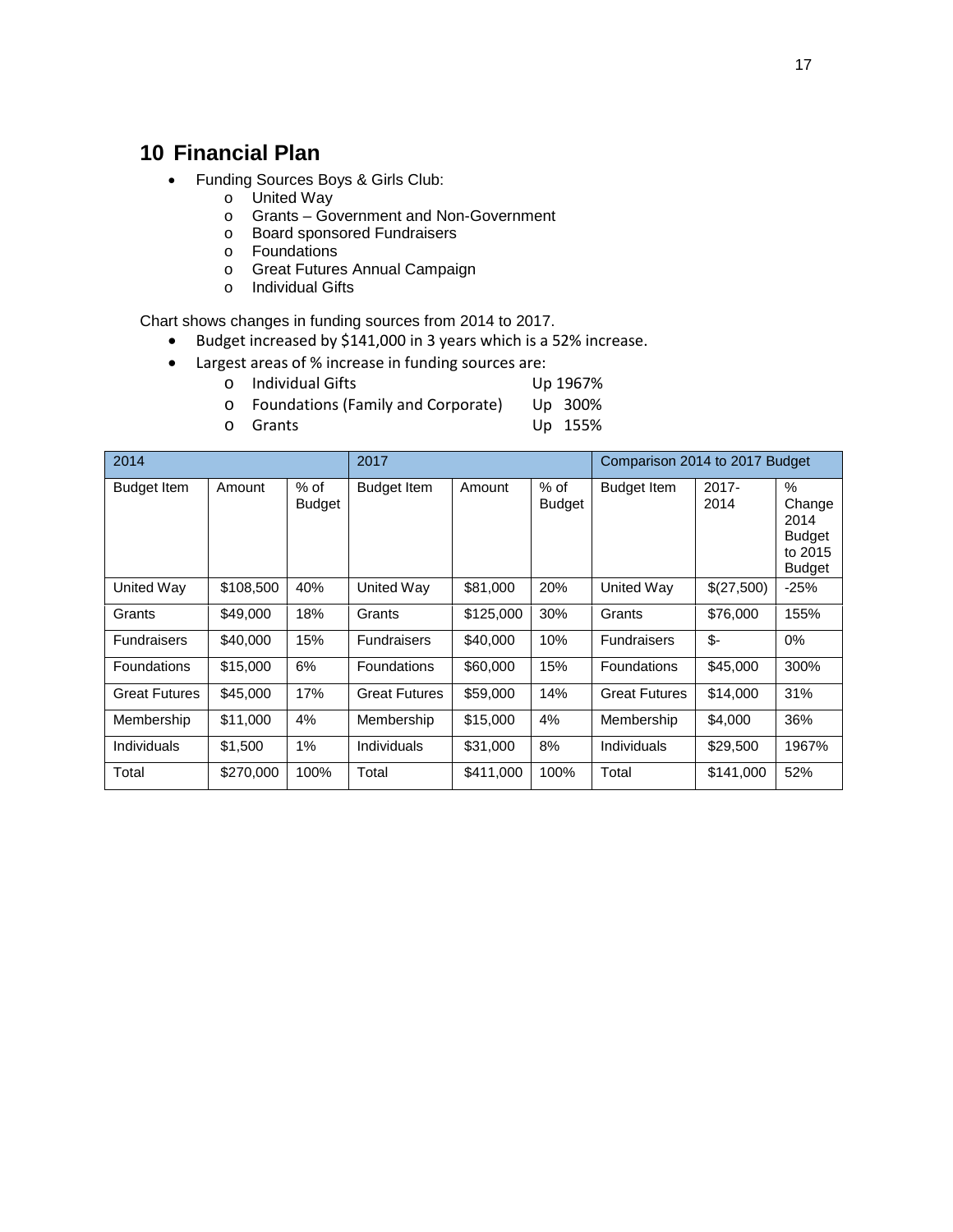## 10 Financial Plan

- Funding Sources Boys & Girls Club:
  - United Way
  - Grants – Government and Non-Government
  - Board sponsored Fundraisers
  - Foundations
  - Great Futures Annual Campaign
  - Individual Gifts

Chart shows changes in funding sources from 2014 to 2017.

- Budget increased by $141,000 in 3 years which is a 52% increase.
- Largest areas of % increase in funding sources are:
  - Individual Gifts Up 1967%
  - Foundations (Family and Corporate) Up 300%
  - Grants Up 155%

| 2014 | | | 2017 | | | Comparison 2014 to 2017 Budget | | |
|---|---|---|---|---|---|---|---|---|
| Budget Item | Amount | % of Budget | Budget Item | Amount | % of Budget | Budget Item | 2017-2014 | % Change 2014 Budget to 2015 Budget |
| United Way | $108,500 | 40% | United Way | $81,000 | 20% | United Way | $(27,500) | -25% |
| Grants | $49,000 | 18% | Grants | $125,000 | 30% | Grants | $76,000 | 155% |
| Fundraisers | $40,000 | 15% | Fundraisers | $40,000 | 10% | Fundraisers | $- | 0% |
| Foundations | $15,000 | 6% | Foundations | $60,000 | 15% | Foundations | $45,000 | 300% |
| Great Futures | $45,000 | 17% | Great Futures | $59,000 | 14% | Great Futures | $14,000 | 31% |
| Membership | $11,000 | 4% | Membership | $15,000 | 4% | Membership | $4,000 | 36% |
| Individuals | $1,500 | 1% | Individuals | $31,000 | 8% | Individuals | $29,500 | 1967% |
| Total | $270,000 | 100% | Total | $411,000 | 100% | Total | $141,000 | 52% |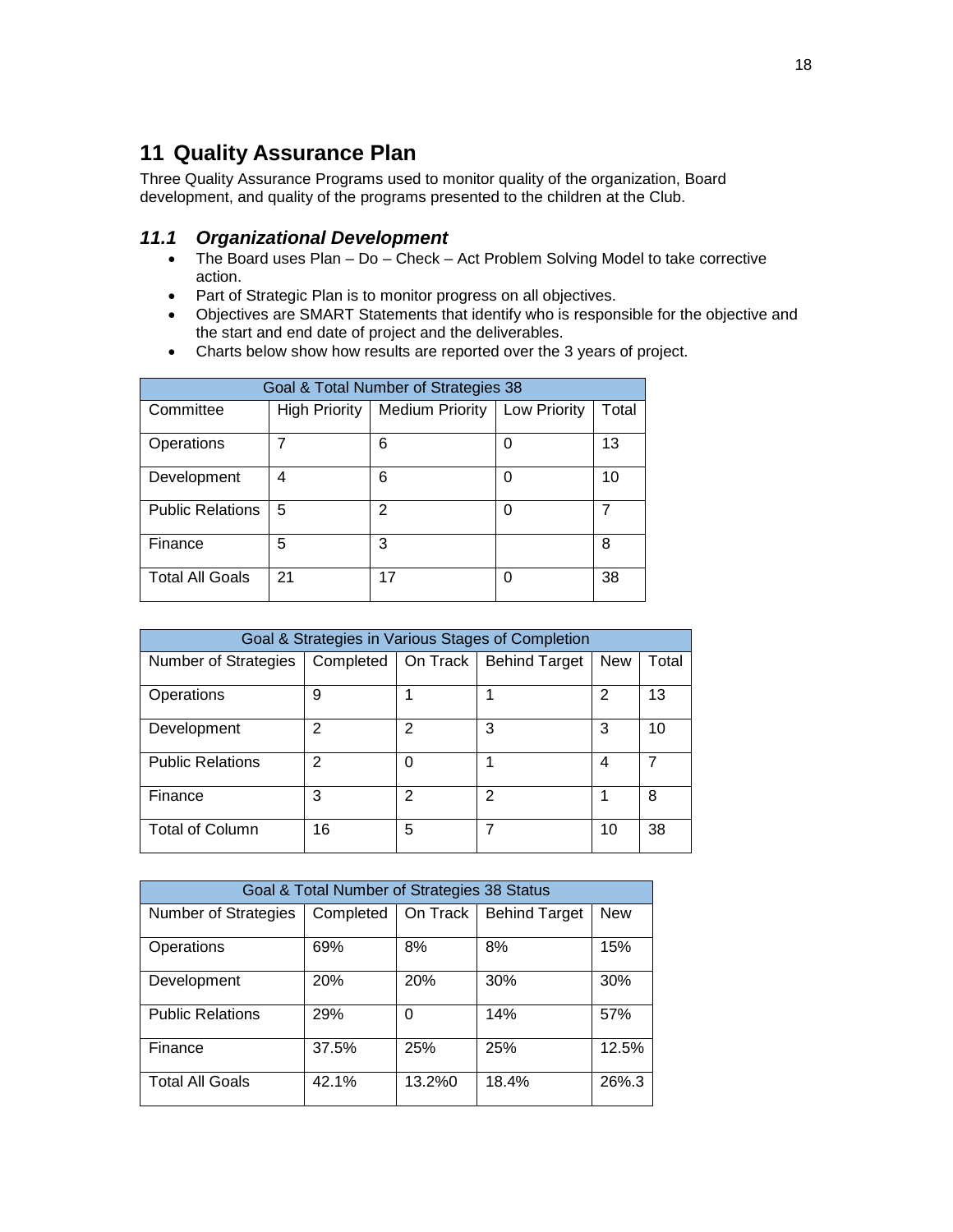## 11 Quality Assurance Plan

Three Quality Assurance Programs used to monitor quality of the organization, Board development, and quality of the programs presented to the children at the Club.

### *11.1 Organizational Development*

- The Board uses Plan – Do – Check – Act Problem Solving Model to take corrective action.
- Part of Strategic Plan is to monitor progress on all objectives.
- Objectives are SMART Statements that identify who is responsible for the objective and the start and end date of project and the deliverables.
- Charts below show how results are reported over the 3 years of project.

| Goal & Total Number of Strategies 38 | | | | |
|---|---|---|---|---|
| Committee | High Priority | Medium Priority | Low Priority | Total |
| Operations | 7 | 6 | 0 | 13 |
| Development | 4 | 6 | 0 | 10 |
| Public Relations | 5 | 2 | 0 | 7 |
| Finance | 5 | 3 | | 8 |
| Total All Goals | 21 | 17 | 0 | 38 |

| Goal & Strategies in Various Stages of Completion | | | | | |
|---|---|---|---|---|---|
| Number of Strategies | Completed | On Track | Behind Target | New | Total |
| Operations | 9 | 1 | 1 | 2 | 13 |
| Development | 2 | 2 | 3 | 3 | 10 |
| Public Relations | 2 | 0 | 1 | 4 | 7 |
| Finance | 3 | 2 | 2 | 1 | 8 |
| Total of Column | 16 | 5 | 7 | 10 | 38 |

| Goal & Total Number of Strategies 38 Status | | | | |
|---|---|---|---|---|
| Number of Strategies | Completed | On Track | Behind Target | New |
| Operations | 69% | 8% | 8% | 15% |
| Development | 20% | 20% | 30% | 30% |
| Public Relations | 29% | 0 | 14% | 57% |
| Finance | 37.5% | 25% | 25% | 12.5% |
| Total All Goals | 42.1% | 13.2%0 | 18.4% | 26%.3 |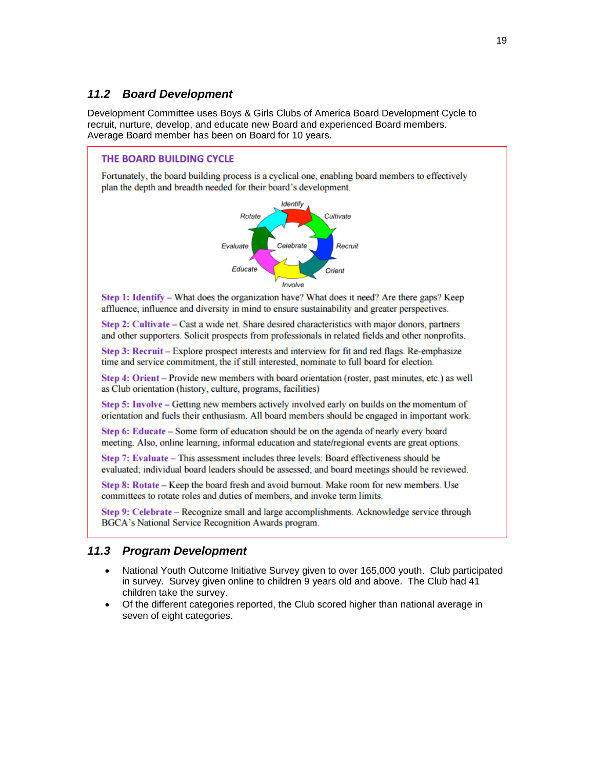## 11.2 Board Development

Development Committee uses Boys & Girls Clubs of America Board Development Cycle to recruit, nurture, develop, and educate new Board and experienced Board members. Average Board member has been on Board for 10 years.

### THE BOARD BUILDING CYCLE

Fortunately, the board building process is a cyclical one, enabling board members to effectively plan the depth and breadth needed for their board's development.

Identify
Cultivate
Recruit
Orient
Involve
Educate
Evaluate
Rotate
Celebrate

**Step 1: Identify** – What does the organization have? What does it need? Are there gaps? Keep affluence, influence and diversity in mind to ensure sustainability and greater perspectives.

**Step 2: Cultivate** – Cast a wide net. Share desired characteristics with major donors, partners and other supporters. Solicit prospects from professionals in related fields and other nonprofits.

**Step 3: Recruit** – Explore prospect interests and interview for fit and red flags. Re-emphasize time and service commitment, the if still interested, nominate to full board for election.

**Step 4: Orient** – Provide new members with board orientation (roster, past minutes, etc.) as well as Club orientation (history, culture, programs, facilities)

**Step 5: Involve** – Getting new members actively involved early on builds on the momentum of orientation and fuels their enthusiasm. All board members should be engaged in important work.

**Step 6: Educate** – Some form of education should be on the agenda of nearly every board meeting. Also, online learning, informal education and state/regional events are great options.

**Step 7: Evaluate** – This assessment includes three levels: Board effectiveness should be evaluated; individual board leaders should be assessed; and board meetings should be reviewed.

**Step 8: Rotate** – Keep the board fresh and avoid burnout. Make room for new members. Use committees to rotate roles and duties of members, and invoke term limits.

**Step 9: Celebrate** – Recognize small and large accomplishments. Acknowledge service through BGCA's National Service Recognition Awards program.

## 11.3 Program Development

- National Youth Outcome Initiative Survey given to over 165,000 youth. Club participated in survey. Survey given online to children 9 years old and above. The Club had 41 children take the survey.
- Of the different categories reported, the Club scored higher than national average in seven of eight categories.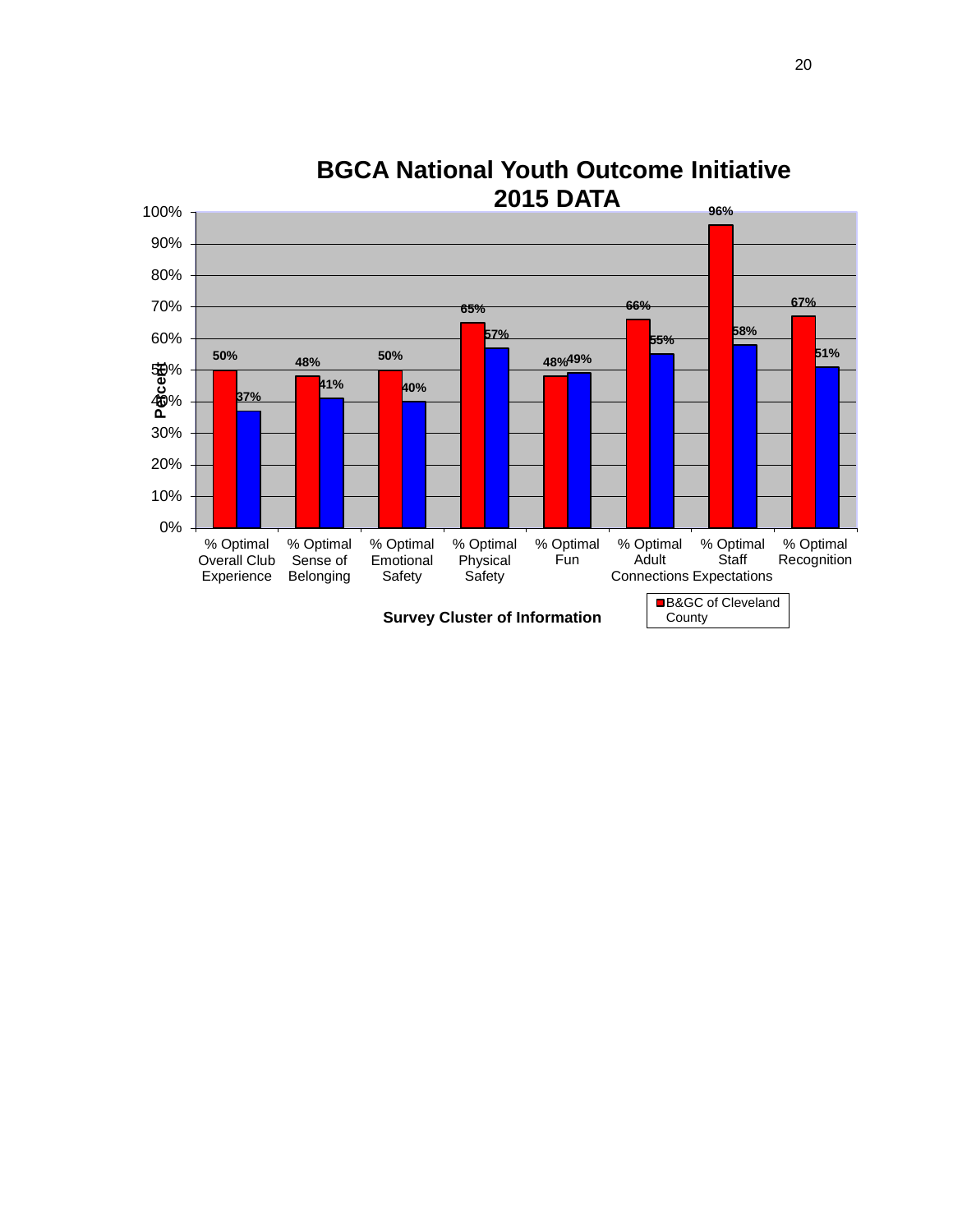BGCA National Youth Outcome Initiative
2015 DATA

100%
90%
80%
70%
60%
50%
40%
30%
20%
10%
0%

Percent

50%
37%
48%
41%
50%
40%
65%
57%
48%
49%
66%
55%
96%
58%
67%
51%

% Optimal Overall Club Experience
% Optimal Sense of Belonging
% Optimal Emotional Safety
% Optimal Physical Safety
% Optimal Fun
% Optimal Adult Connections
% Optimal Staff Expectations
% Optimal Recognition

Survey Cluster of Information

B&GC of Cleveland County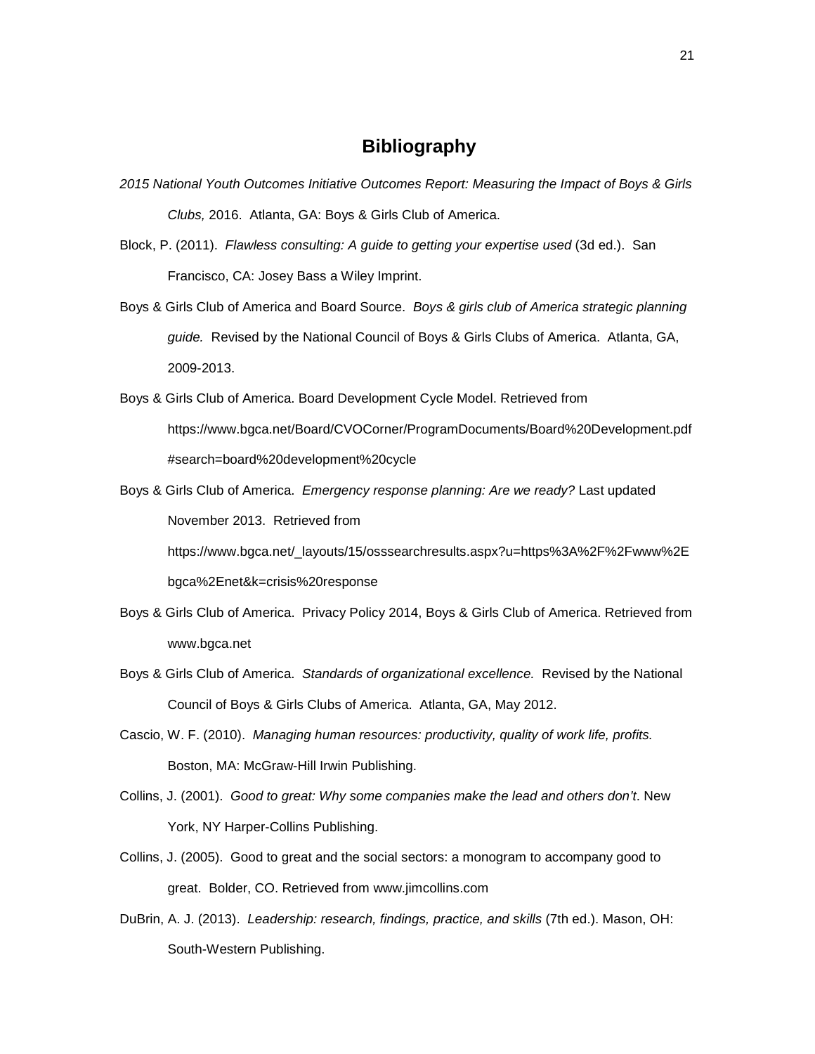# Bibliography

*2015 National Youth Outcomes Initiative Outcomes Report: Measuring the Impact of Boys & Girls Clubs,* 2016. Atlanta, GA: Boys & Girls Club of America.

Block, P. (2011). *Flawless consulting: A guide to getting your expertise used* (3d ed.). San Francisco, CA: Josey Bass a Wiley Imprint.

Boys & Girls Club of America and Board Source. *Boys & girls club of America strategic planning guide.* Revised by the National Council of Boys & Girls Clubs of America. Atlanta, GA, 2009-2013.

Boys & Girls Club of America. Board Development Cycle Model. Retrieved from https://www.bgca.net/Board/CVOCorner/ProgramDocuments/Board%20Development.pdf#search=board%20development%20cycle

Boys & Girls Club of America. *Emergency response planning: Are we ready?* Last updated November 2013. Retrieved from https://www.bgca.net/_layouts/15/osssearchresults.aspx?u=https%3A%2F%2Fwww%2Ebgca%2Enet&k=crisis%20response

Boys & Girls Club of America. Privacy Policy 2014, Boys & Girls Club of America. Retrieved from www.bgca.net

Boys & Girls Club of America. *Standards of organizational excellence.* Revised by the National Council of Boys & Girls Clubs of America. Atlanta, GA, May 2012.

Cascio, W. F. (2010). *Managing human resources: productivity, quality of work life, profits.* Boston, MA: McGraw-Hill Irwin Publishing.

Collins, J. (2001). *Good to great: Why some companies make the lead and others don't*. New York, NY Harper-Collins Publishing.

Collins, J. (2005). Good to great and the social sectors: a monogram to accompany good to great. Bolder, CO. Retrieved from www.jimcollins.com

DuBrin, A. J. (2013). *Leadership: research, findings, practice, and skills* (7th ed.). Mason, OH: South-Western Publishing.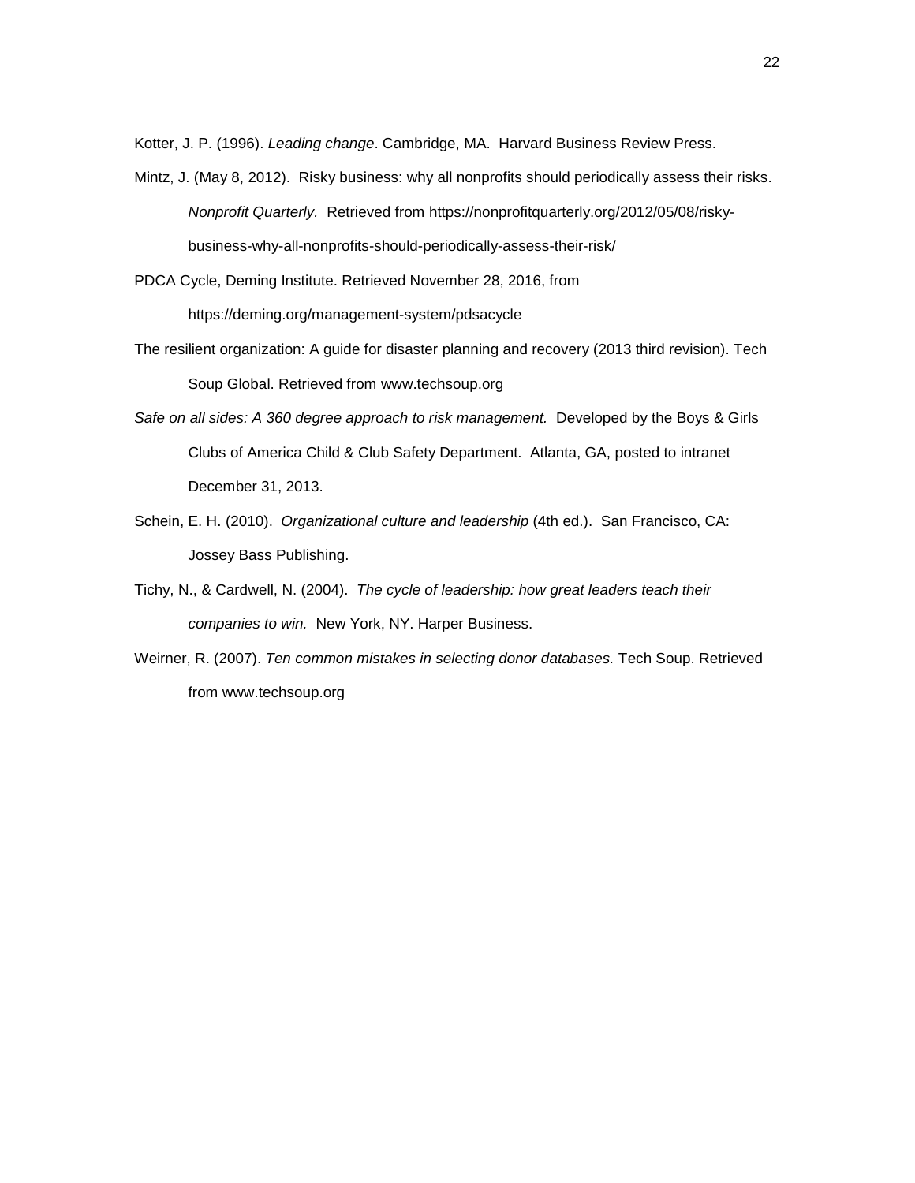Kotter, J. P. (1996). *Leading change*. Cambridge, MA. Harvard Business Review Press.

Mintz, J. (May 8, 2012). Risky business: why all nonprofits should periodically assess their risks. *Nonprofit Quarterly.* Retrieved from https://nonprofitquarterly.org/2012/05/08/risky-business-why-all-nonprofits-should-periodically-assess-their-risk/

PDCA Cycle, Deming Institute. Retrieved November 28, 2016, from https://deming.org/management-system/pdsacycle

The resilient organization: A guide for disaster planning and recovery (2013 third revision). Tech Soup Global. Retrieved from www.techsoup.org

*Safe on all sides: A 360 degree approach to risk management.* Developed by the Boys & Girls Clubs of America Child & Club Safety Department. Atlanta, GA, posted to intranet December 31, 2013.

Schein, E. H. (2010). *Organizational culture and leadership* (4th ed.). San Francisco, CA: Jossey Bass Publishing.

Tichy, N., & Cardwell, N. (2004). *The cycle of leadership: how great leaders teach their companies to win.* New York, NY. Harper Business.

Weirner, R. (2007). *Ten common mistakes in selecting donor databases.* Tech Soup. Retrieved from www.techsoup.org